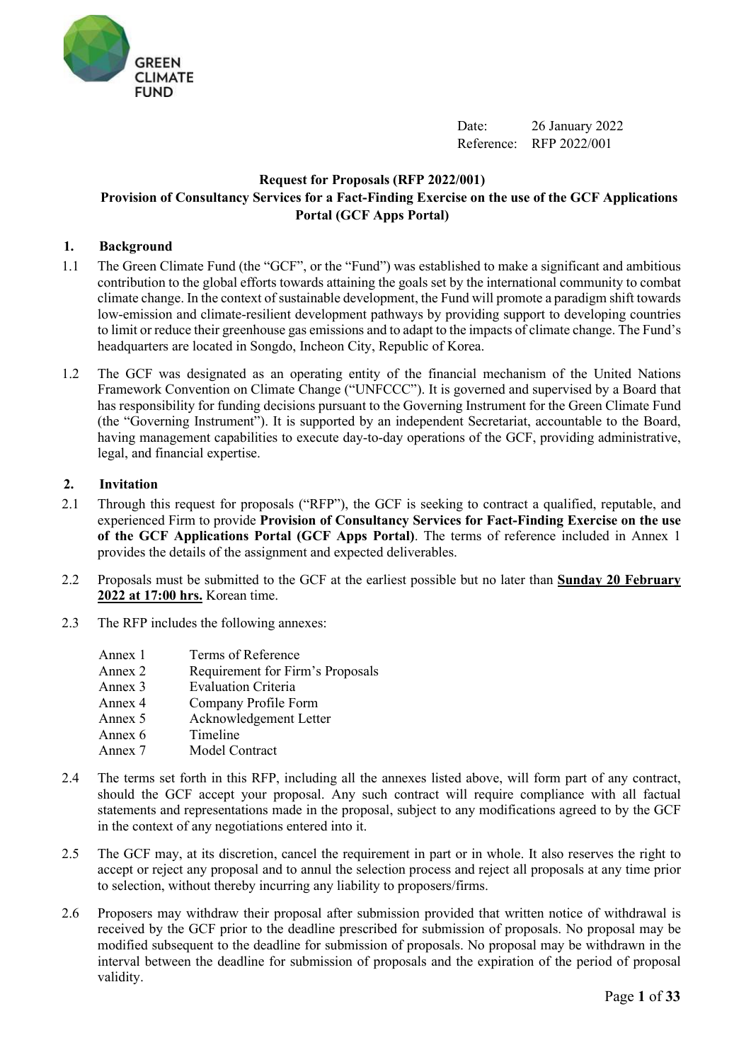GREEN CLIMATE FUND

Date: 26 January 2022
Reference: RFP 2022/001

**Request for Proposals (RFP 2022/001)**
**Provision of Consultancy Services for a Fact-Finding Exercise on the use of the GCF Applications Portal (GCF Apps Portal)**

## 1. Background

1.1 The Green Climate Fund (the "GCF", or the "Fund") was established to make a significant and ambitious contribution to the global efforts towards attaining the goals set by the international community to combat climate change. In the context of sustainable development, the Fund will promote a paradigm shift towards low-emission and climate-resilient development pathways by providing support to developing countries to limit or reduce their greenhouse gas emissions and to adapt to the impacts of climate change. The Fund's headquarters are located in Songdo, Incheon City, Republic of Korea.

1.2 The GCF was designated as an operating entity of the financial mechanism of the United Nations Framework Convention on Climate Change ("UNFCCC"). It is governed and supervised by a Board that has responsibility for funding decisions pursuant to the Governing Instrument for the Green Climate Fund (the "Governing Instrument"). It is supported by an independent Secretariat, accountable to the Board, having management capabilities to execute day-to-day operations of the GCF, providing administrative, legal, and financial expertise.

## 2. Invitation

2.1 Through this request for proposals ("RFP"), the GCF is seeking to contract a qualified, reputable, and experienced Firm to provide **Provision of Consultancy Services for Fact-Finding Exercise on the use of the GCF Applications Portal (GCF Apps Portal)**. The terms of reference included in Annex 1 provides the details of the assignment and expected deliverables.

2.2 Proposals must be submitted to the GCF at the earliest possible but no later than **Sunday 20 February 2022 at 17:00 hrs.** Korean time.

2.3 The RFP includes the following annexes:

| | |
|---|---|
| Annex 1 | Terms of Reference |
| Annex 2 | Requirement for Firm's Proposals |
| Annex 3 | Evaluation Criteria |
| Annex 4 | Company Profile Form |
| Annex 5 | Acknowledgement Letter |
| Annex 6 | Timeline |
| Annex 7 | Model Contract |

2.4 The terms set forth in this RFP, including all the annexes listed above, will form part of any contract, should the GCF accept your proposal. Any such contract will require compliance with all factual statements and representations made in the proposal, subject to any modifications agreed to by the GCF in the context of any negotiations entered into it.

2.5 The GCF may, at its discretion, cancel the requirement in part or in whole. It also reserves the right to accept or reject any proposal and to annul the selection process and reject all proposals at any time prior to selection, without thereby incurring any liability to proposers/firms.

2.6 Proposers may withdraw their proposal after submission provided that written notice of withdrawal is received by the GCF prior to the deadline prescribed for submission of proposals. No proposal may be modified subsequent to the deadline for submission of proposals. No proposal may be withdrawn in the interval between the deadline for submission of proposals and the expiration of the period of proposal validity.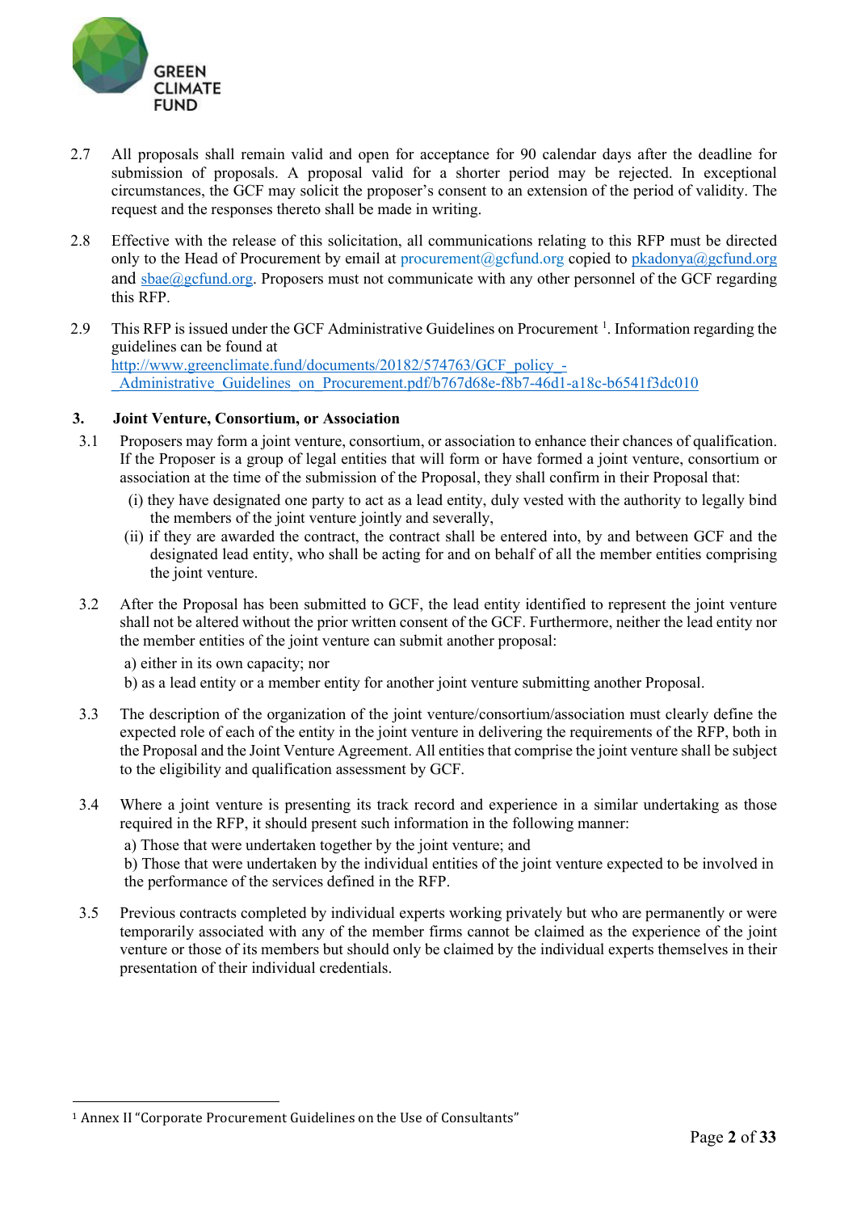2.7 All proposals shall remain valid and open for acceptance for 90 calendar days after the deadline for submission of proposals. A proposal valid for a shorter period may be rejected. In exceptional circumstances, the GCF may solicit the proposer's consent to an extension of the period of validity. The request and the responses thereto shall be made in writing.

2.8 Effective with the release of this solicitation, all communications relating to this RFP must be directed only to the Head of Procurement by email at procurement@gcfund.org copied to pkadonya@gcfund.org and sbae@gcfund.org. Proposers must not communicate with any other personnel of the GCF regarding this RFP.

2.9 This RFP is issued under the GCF Administrative Guidelines on Procurement [1]. Information regarding the guidelines can be found at http://www.greenclimate.fund/documents/20182/574763/GCF_policy_-_Administrative_Guidelines_on_Procurement.pdf/b767d68e-f8b7-46d1-a18c-b6541f3dc010

## 3. Joint Venture, Consortium, or Association

3.1 Proposers may form a joint venture, consortium, or association to enhance their chances of qualification. If the Proposer is a group of legal entities that will form or have formed a joint venture, consortium or association at the time of the submission of the Proposal, they shall confirm in their Proposal that:

(i) they have designated one party to act as a lead entity, duly vested with the authority to legally bind the members of the joint venture jointly and severally,

(ii) if they are awarded the contract, the contract shall be entered into, by and between GCF and the designated lead entity, who shall be acting for and on behalf of all the member entities comprising the joint venture.

3.2 After the Proposal has been submitted to GCF, the lead entity identified to represent the joint venture shall not be altered without the prior written consent of the GCF. Furthermore, neither the lead entity nor the member entities of the joint venture can submit another proposal:

a) either in its own capacity; nor

b) as a lead entity or a member entity for another joint venture submitting another Proposal.

3.3 The description of the organization of the joint venture/consortium/association must clearly define the expected role of each of the entity in the joint venture in delivering the requirements of the RFP, both in the Proposal and the Joint Venture Agreement. All entities that comprise the joint venture shall be subject to the eligibility and qualification assessment by GCF.

3.4 Where a joint venture is presenting its track record and experience in a similar undertaking as those required in the RFP, it should present such information in the following manner:

a) Those that were undertaken together by the joint venture; and

b) Those that were undertaken by the individual entities of the joint venture expected to be involved in the performance of the services defined in the RFP.

3.5 Previous contracts completed by individual experts working privately but who are permanently or were temporarily associated with any of the member firms cannot be claimed as the experience of the joint venture or those of its members but should only be claimed by the individual experts themselves in their presentation of their individual credentials.

---

[1] Annex II "Corporate Procurement Guidelines on the Use of Consultants"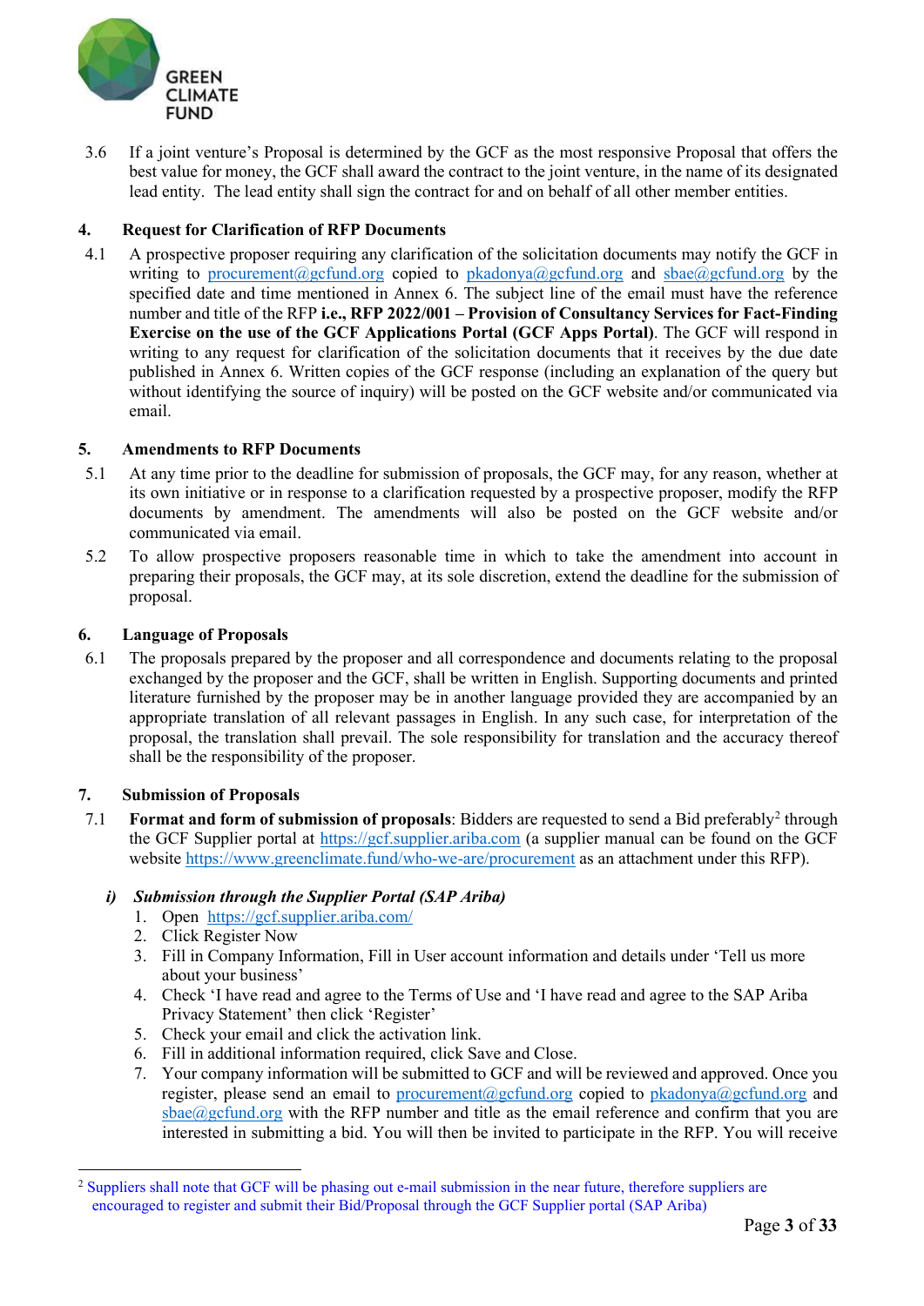3.6 If a joint venture's Proposal is determined by the GCF as the most responsive Proposal that offers the best value for money, the GCF shall award the contract to the joint venture, in the name of its designated lead entity. The lead entity shall sign the contract for and on behalf of all other member entities.

## 4. Request for Clarification of RFP Documents

4.1 A prospective proposer requiring any clarification of the solicitation documents may notify the GCF in writing to procurement@gcfund.org copied to pkadonya@gcfund.org and sbae@gcfund.org by the specified date and time mentioned in Annex 6. The subject line of the email must have the reference number and title of the RFP **i.e., RFP 2022/001 – Provision of Consultancy Services for Fact-Finding Exercise on the use of the GCF Applications Portal (GCF Apps Portal)**. The GCF will respond in writing to any request for clarification of the solicitation documents that it receives by the due date published in Annex 6. Written copies of the GCF response (including an explanation of the query but without identifying the source of inquiry) will be posted on the GCF website and/or communicated via email.

## 5. Amendments to RFP Documents

5.1 At any time prior to the deadline for submission of proposals, the GCF may, for any reason, whether at its own initiative or in response to a clarification requested by a prospective proposer, modify the RFP documents by amendment. The amendments will also be posted on the GCF website and/or communicated via email.

5.2 To allow prospective proposers reasonable time in which to take the amendment into account in preparing their proposals, the GCF may, at its sole discretion, extend the deadline for the submission of proposal.

## 6. Language of Proposals

6.1 The proposals prepared by the proposer and all correspondence and documents relating to the proposal exchanged by the proposer and the GCF, shall be written in English. Supporting documents and printed literature furnished by the proposer may be in another language provided they are accompanied by an appropriate translation of all relevant passages in English. In any such case, for interpretation of the proposal, the translation shall prevail. The sole responsibility for translation and the accuracy thereof shall be the responsibility of the proposer.

## 7. Submission of Proposals

7.1 **Format and form of submission of proposals**: Bidders are requested to send a Bid preferably[2] through the GCF Supplier portal at https://gcf.supplier.ariba.com (a supplier manual can be found on the GCF website https://www.greenclimate.fund/who-we-are/procurement as an attachment under this RFP).

***i) Submission through the Supplier Portal (SAP Ariba)***

1. Open https://gcf.supplier.ariba.com/
2. Click Register Now
3. Fill in Company Information, Fill in User account information and details under 'Tell us more about your business'
4. Check 'I have read and agree to the Terms of Use and 'I have read and agree to the SAP Ariba Privacy Statement' then click 'Register'
5. Check your email and click the activation link.
6. Fill in additional information required, click Save and Close.
7. Your company information will be submitted to GCF and will be reviewed and approved. Once you register, please send an email to procurement@gcfund.org copied to pkadonya@gcfund.org and sbae@gcfund.org with the RFP number and title as the email reference and confirm that you are interested in submitting a bid. You will then be invited to participate in the RFP. You will receive

[2] Suppliers shall note that GCF will be phasing out e-mail submission in the near future, therefore suppliers are encouraged to register and submit their Bid/Proposal through the GCF Supplier portal (SAP Ariba)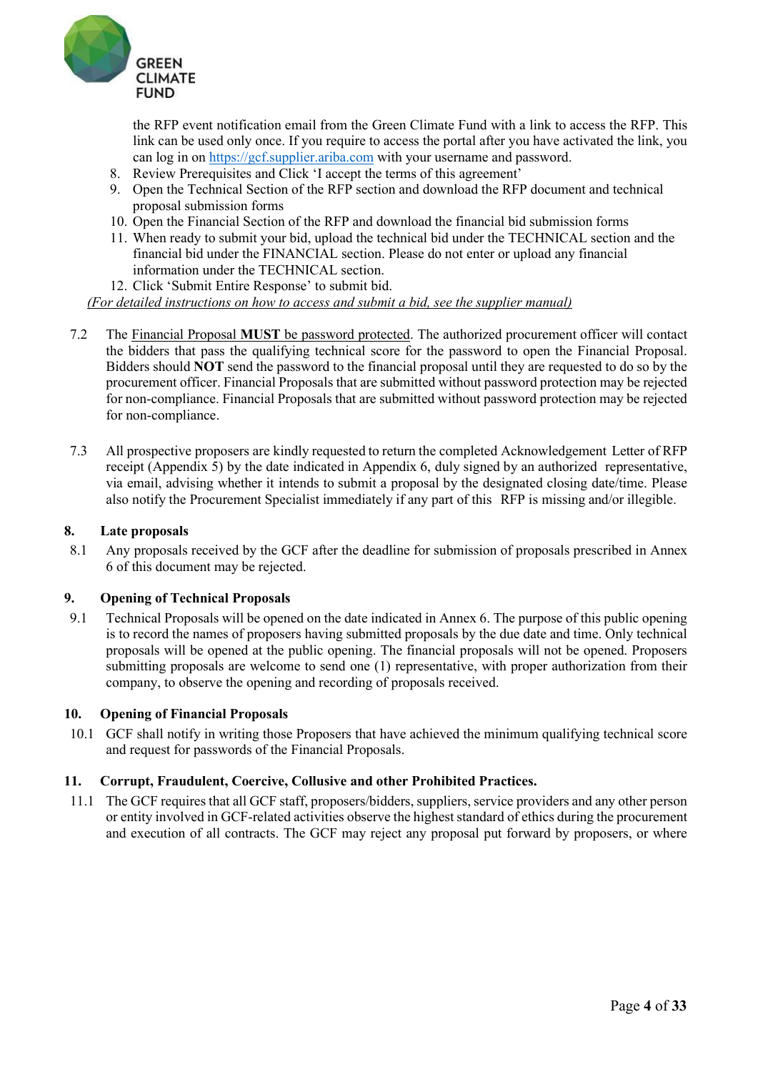the RFP event notification email from the Green Climate Fund with a link to access the RFP. This link can be used only once. If you require to access the portal after you have activated the link, you can log in on https://gcf.supplier.ariba.com with your username and password.

8. Review Prerequisites and Click 'I accept the terms of this agreement'
9. Open the Technical Section of the RFP section and download the RFP document and technical proposal submission forms
10. Open the Financial Section of the RFP and download the financial bid submission forms
11. When ready to submit your bid, upload the technical bid under the TECHNICAL section and the financial bid under the FINANCIAL section. Please do not enter or upload any financial information under the TECHNICAL section.
12. Click 'Submit Entire Response' to submit bid.

*(For detailed instructions on how to access and submit a bid, see the supplier manual)*

7.2 The Financial Proposal **MUST** be password protected. The authorized procurement officer will contact the bidders that pass the qualifying technical score for the password to open the Financial Proposal. Bidders should **NOT** send the password to the financial proposal until they are requested to do so by the procurement officer. Financial Proposals that are submitted without password protection may be rejected for non-compliance. Financial Proposals that are submitted without password protection may be rejected for non-compliance.

7.3 All prospective proposers are kindly requested to return the completed Acknowledgement Letter of RFP receipt (Appendix 5) by the date indicated in Appendix 6, duly signed by an authorized representative, via email, advising whether it intends to submit a proposal by the designated closing date/time. Please also notify the Procurement Specialist immediately if any part of this RFP is missing and/or illegible.

### 8. Late proposals

8.1 Any proposals received by the GCF after the deadline for submission of proposals prescribed in Annex 6 of this document may be rejected.

### 9. Opening of Technical Proposals

9.1 Technical Proposals will be opened on the date indicated in Annex 6. The purpose of this public opening is to record the names of proposers having submitted proposals by the due date and time. Only technical proposals will be opened at the public opening. The financial proposals will not be opened. Proposers submitting proposals are welcome to send one (1) representative, with proper authorization from their company, to observe the opening and recording of proposals received.

### 10. Opening of Financial Proposals

10.1 GCF shall notify in writing those Proposers that have achieved the minimum qualifying technical score and request for passwords of the Financial Proposals.

### 11. Corrupt, Fraudulent, Coercive, Collusive and other Prohibited Practices.

11.1 The GCF requires that all GCF staff, proposers/bidders, suppliers, service providers and any other person or entity involved in GCF-related activities observe the highest standard of ethics during the procurement and execution of all contracts. The GCF may reject any proposal put forward by proposers, or where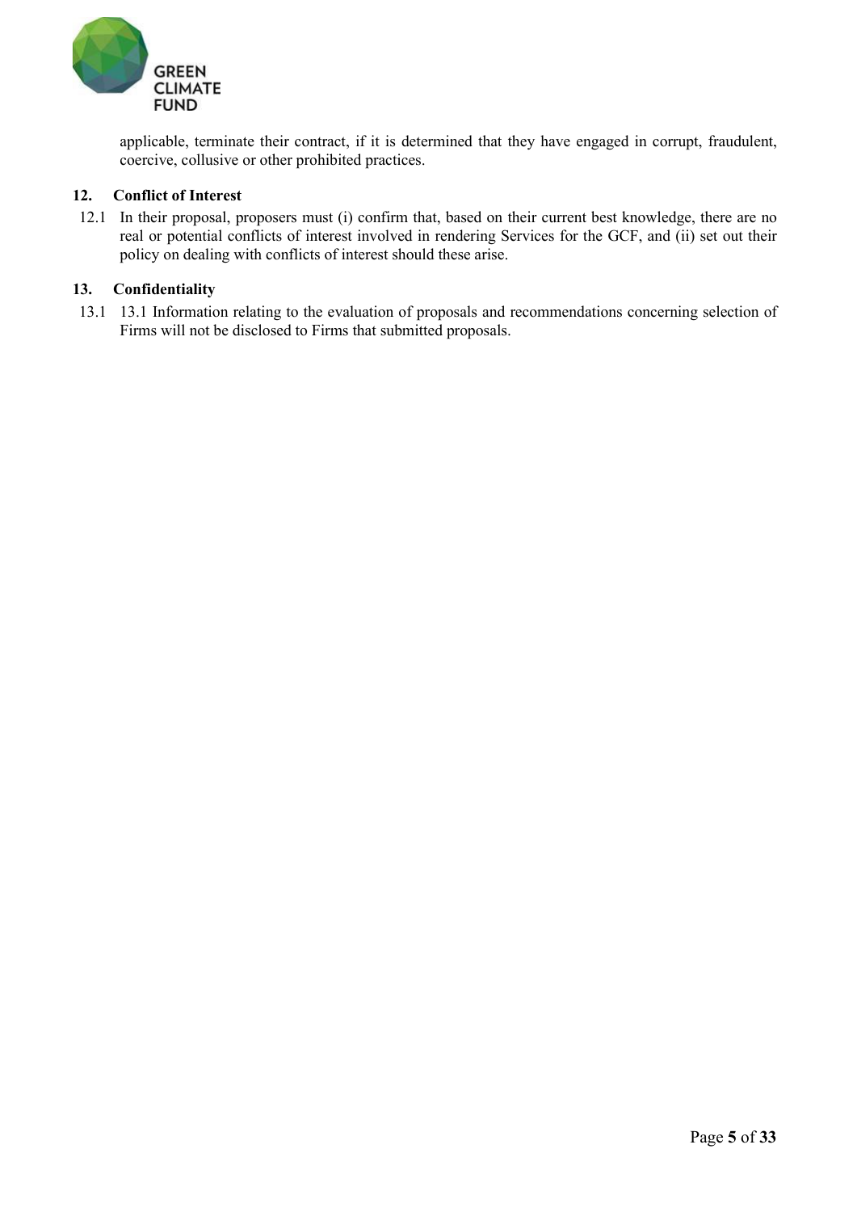applicable, terminate their contract, if it is determined that they have engaged in corrupt, fraudulent, coercive, collusive or other prohibited practices.

### 12. Conflict of Interest

12.1 In their proposal, proposers must (i) confirm that, based on their current best knowledge, there are no real or potential conflicts of interest involved in rendering Services for the GCF, and (ii) set out their policy on dealing with conflicts of interest should these arise.

### 13. Confidentiality

13.1 13.1 Information relating to the evaluation of proposals and recommendations concerning selection of Firms will not be disclosed to Firms that submitted proposals.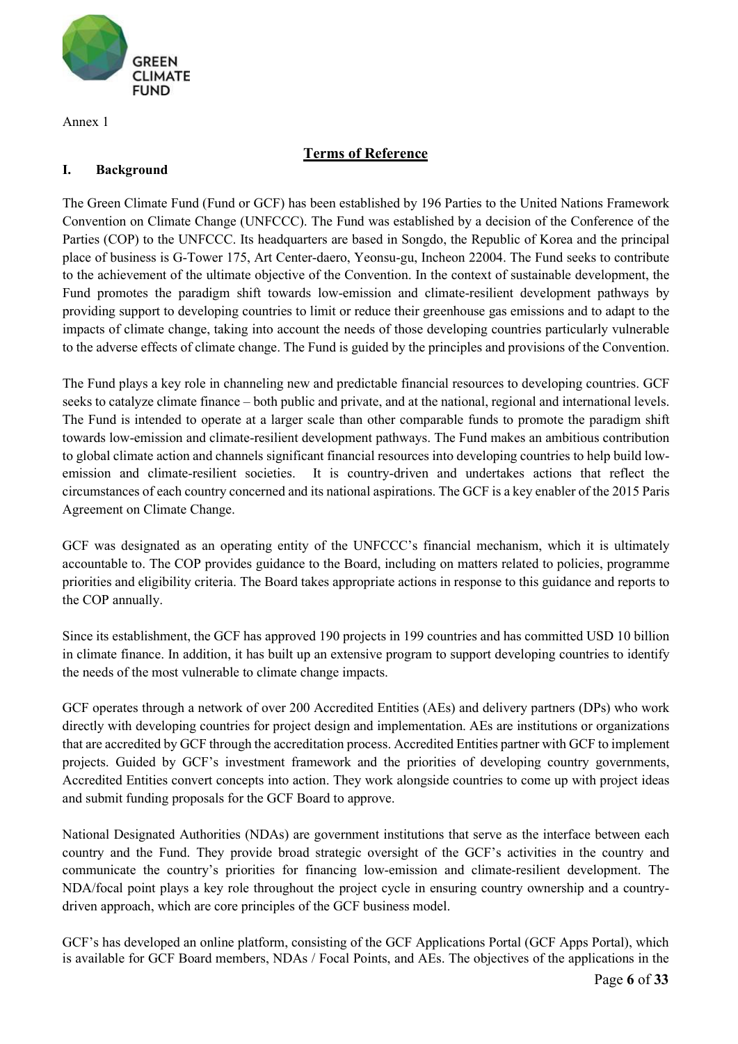Annex 1

## Terms of Reference

### I. Background

The Green Climate Fund (Fund or GCF) has been established by 196 Parties to the United Nations Framework Convention on Climate Change (UNFCCC). The Fund was established by a decision of the Conference of the Parties (COP) to the UNFCCC. Its headquarters are based in Songdo, the Republic of Korea and the principal place of business is G-Tower 175, Art Center-daero, Yeonsu-gu, Incheon 22004. The Fund seeks to contribute to the achievement of the ultimate objective of the Convention. In the context of sustainable development, the Fund promotes the paradigm shift towards low-emission and climate-resilient development pathways by providing support to developing countries to limit or reduce their greenhouse gas emissions and to adapt to the impacts of climate change, taking into account the needs of those developing countries particularly vulnerable to the adverse effects of climate change. The Fund is guided by the principles and provisions of the Convention.

The Fund plays a key role in channeling new and predictable financial resources to developing countries. GCF seeks to catalyze climate finance – both public and private, and at the national, regional and international levels. The Fund is intended to operate at a larger scale than other comparable funds to promote the paradigm shift towards low-emission and climate-resilient development pathways. The Fund makes an ambitious contribution to global climate action and channels significant financial resources into developing countries to help build low-emission and climate-resilient societies. It is country-driven and undertakes actions that reflect the circumstances of each country concerned and its national aspirations. The GCF is a key enabler of the 2015 Paris Agreement on Climate Change.

GCF was designated as an operating entity of the UNFCCC's financial mechanism, which it is ultimately accountable to. The COP provides guidance to the Board, including on matters related to policies, programme priorities and eligibility criteria. The Board takes appropriate actions in response to this guidance and reports to the COP annually.

Since its establishment, the GCF has approved 190 projects in 199 countries and has committed USD 10 billion in climate finance. In addition, it has built up an extensive program to support developing countries to identify the needs of the most vulnerable to climate change impacts.

GCF operates through a network of over 200 Accredited Entities (AEs) and delivery partners (DPs) who work directly with developing countries for project design and implementation. AEs are institutions or organizations that are accredited by GCF through the accreditation process. Accredited Entities partner with GCF to implement projects. Guided by GCF's investment framework and the priorities of developing country governments, Accredited Entities convert concepts into action. They work alongside countries to come up with project ideas and submit funding proposals for the GCF Board to approve.

National Designated Authorities (NDAs) are government institutions that serve as the interface between each country and the Fund. They provide broad strategic oversight of the GCF's activities in the country and communicate the country's priorities for financing low-emission and climate-resilient development. The NDA/focal point plays a key role throughout the project cycle in ensuring country ownership and a country-driven approach, which are core principles of the GCF business model.

GCF's has developed an online platform, consisting of the GCF Applications Portal (GCF Apps Portal), which is available for GCF Board members, NDAs / Focal Points, and AEs. The objectives of the applications in the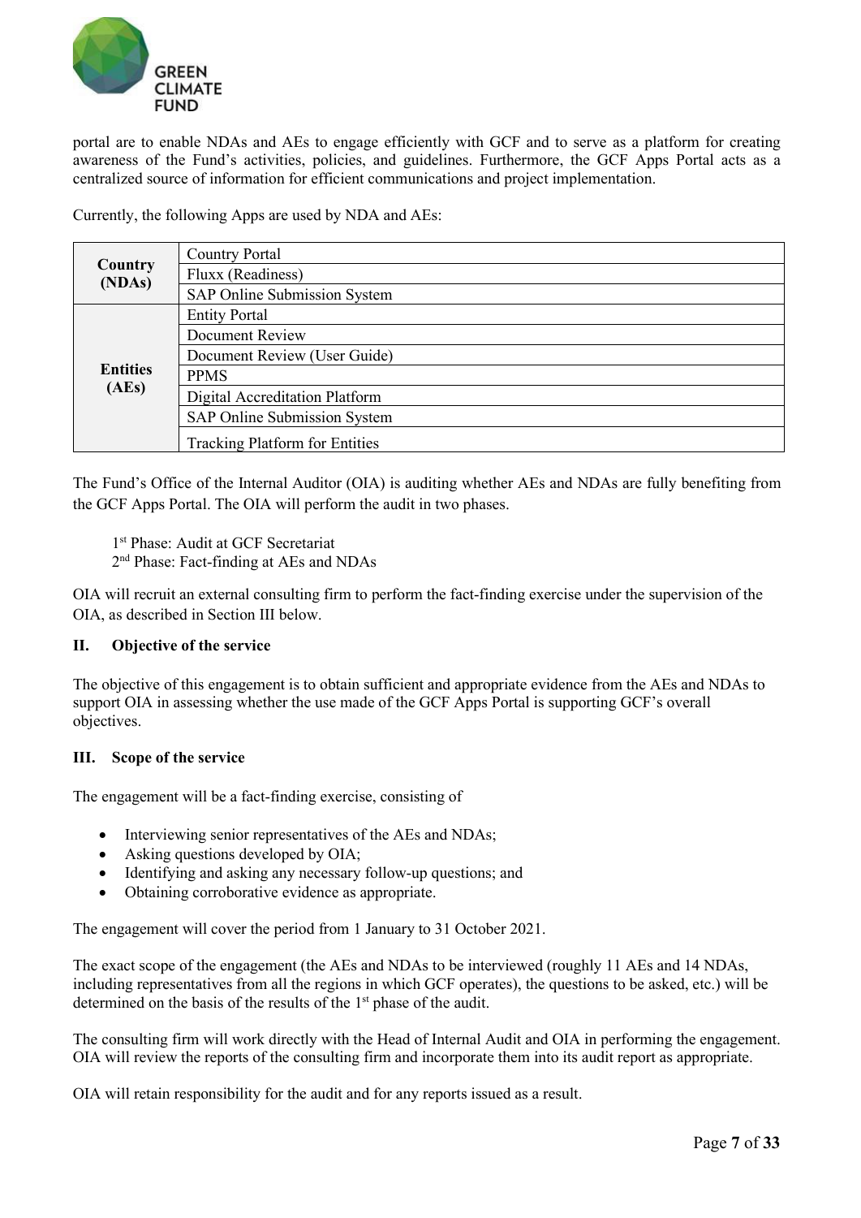portal are to enable NDAs and AEs to engage efficiently with GCF and to serve as a platform for creating awareness of the Fund's activities, policies, and guidelines. Furthermore, the GCF Apps Portal acts as a centralized source of information for efficient communications and project implementation.

Currently, the following Apps are used by NDA and AEs:

| | |
|---|---|
| **Country (NDAs)** | Country Portal |
| | Fluxx (Readiness) |
| | SAP Online Submission System |
| **Entities (AEs)** | Entity Portal |
| | Document Review |
| | Document Review (User Guide) |
| | PPMS |
| | Digital Accreditation Platform |
| | SAP Online Submission System |
| | Tracking Platform for Entities |

The Fund's Office of the Internal Auditor (OIA) is auditing whether AEs and NDAs are fully benefiting from the GCF Apps Portal. The OIA will perform the audit in two phases.

1st Phase: Audit at GCF Secretariat
2nd Phase: Fact-finding at AEs and NDAs

OIA will recruit an external consulting firm to perform the fact-finding exercise under the supervision of the OIA, as described in Section III below.

## II. Objective of the service

The objective of this engagement is to obtain sufficient and appropriate evidence from the AEs and NDAs to support OIA in assessing whether the use made of the GCF Apps Portal is supporting GCF's overall objectives.

## III. Scope of the service

The engagement will be a fact-finding exercise, consisting of

- Interviewing senior representatives of the AEs and NDAs;
- Asking questions developed by OIA;
- Identifying and asking any necessary follow-up questions; and
- Obtaining corroborative evidence as appropriate.

The engagement will cover the period from 1 January to 31 October 2021.

The exact scope of the engagement (the AEs and NDAs to be interviewed (roughly 11 AEs and 14 NDAs, including representatives from all the regions in which GCF operates), the questions to be asked, etc.) will be determined on the basis of the results of the 1st phase of the audit.

The consulting firm will work directly with the Head of Internal Audit and OIA in performing the engagement. OIA will review the reports of the consulting firm and incorporate them into its audit report as appropriate.

OIA will retain responsibility for the audit and for any reports issued as a result.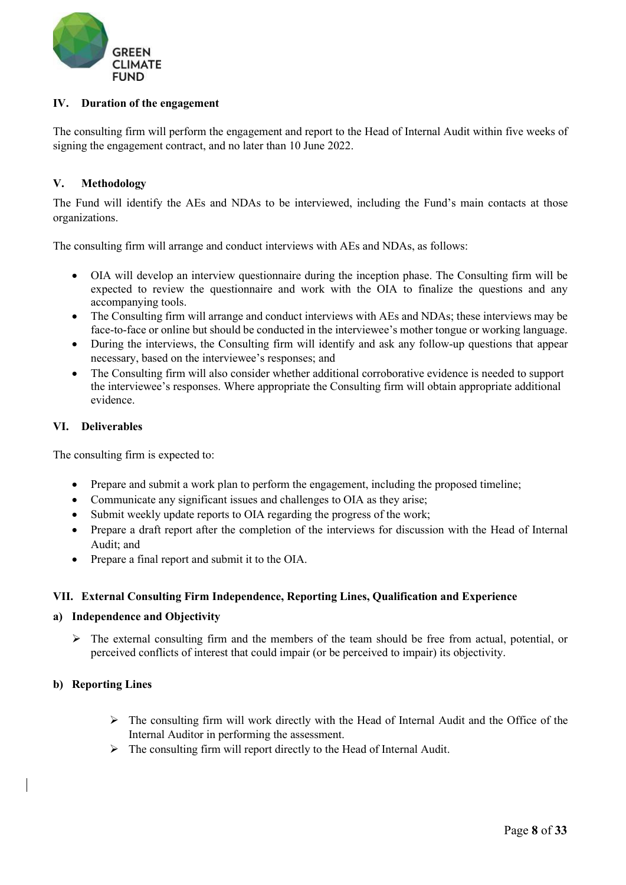## IV. Duration of the engagement

The consulting firm will perform the engagement and report to the Head of Internal Audit within five weeks of signing the engagement contract, and no later than 10 June 2022.

## V. Methodology

The Fund will identify the AEs and NDAs to be interviewed, including the Fund's main contacts at those organizations.

The consulting firm will arrange and conduct interviews with AEs and NDAs, as follows:

- OIA will develop an interview questionnaire during the inception phase. The Consulting firm will be expected to review the questionnaire and work with the OIA to finalize the questions and any accompanying tools.
- The Consulting firm will arrange and conduct interviews with AEs and NDAs; these interviews may be face-to-face or online but should be conducted in the interviewee's mother tongue or working language.
- During the interviews, the Consulting firm will identify and ask any follow-up questions that appear necessary, based on the interviewee's responses; and
- The Consulting firm will also consider whether additional corroborative evidence is needed to support the interviewee's responses. Where appropriate the Consulting firm will obtain appropriate additional evidence.

## VI. Deliverables

The consulting firm is expected to:

- Prepare and submit a work plan to perform the engagement, including the proposed timeline;
- Communicate any significant issues and challenges to OIA as they arise;
- Submit weekly update reports to OIA regarding the progress of the work;
- Prepare a draft report after the completion of the interviews for discussion with the Head of Internal Audit; and
- Prepare a final report and submit it to the OIA.

## VII. External Consulting Firm Independence, Reporting Lines, Qualification and Experience

### a) Independence and Objectivity

- The external consulting firm and the members of the team should be free from actual, potential, or perceived conflicts of interest that could impair (or be perceived to impair) its objectivity.

### b) Reporting Lines

- The consulting firm will work directly with the Head of Internal Audit and the Office of the Internal Auditor in performing the assessment.
- The consulting firm will report directly to the Head of Internal Audit.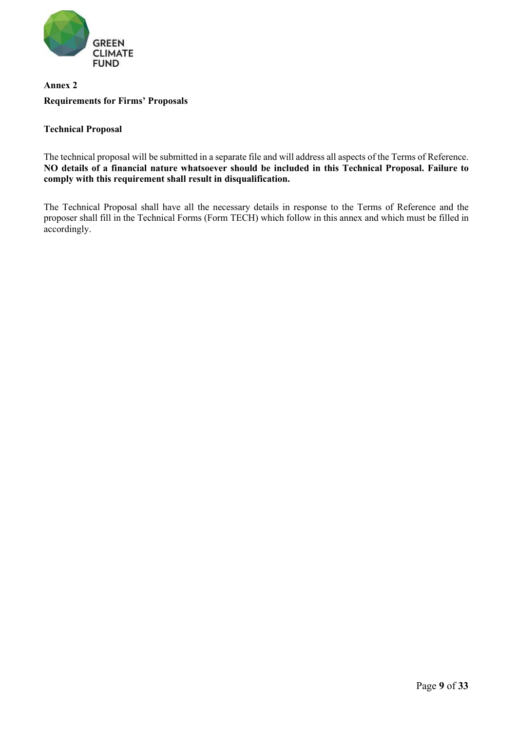**Annex 2**

**Requirements for Firms' Proposals**

**Technical Proposal**

The technical proposal will be submitted in a separate file and will address all aspects of the Terms of Reference. **NO details of a financial nature whatsoever should be included in this Technical Proposal. Failure to comply with this requirement shall result in disqualification.**

The Technical Proposal shall have all the necessary details in response to the Terms of Reference and the proposer shall fill in the Technical Forms (Form TECH) which follow in this annex and which must be filled in accordingly.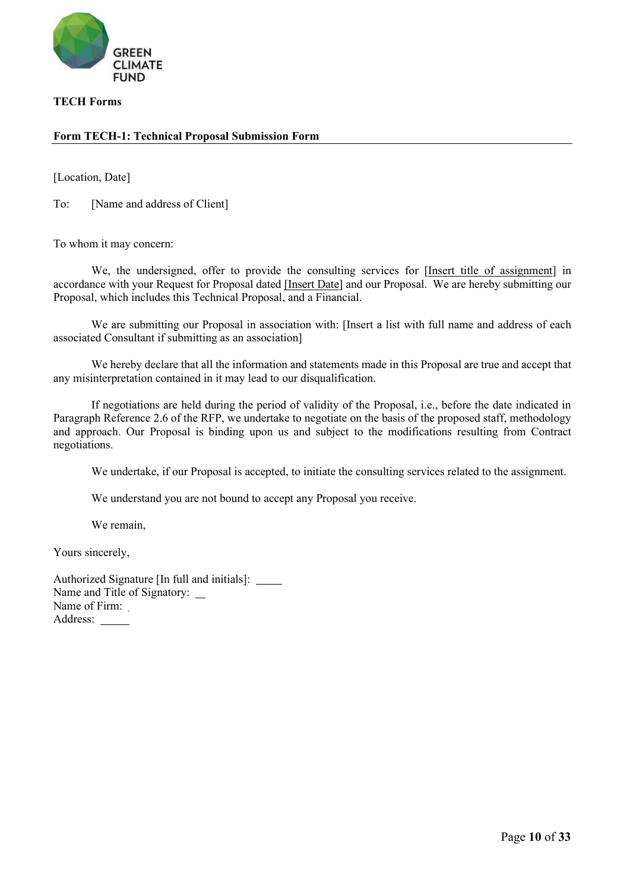**TECH Forms**

**Form TECH-1: Technical Proposal Submission Form**

[Location, Date]

To: [Name and address of Client]

To whom it may concern:

We, the undersigned, offer to provide the consulting services for [Insert title of assignment] in accordance with your Request for Proposal dated [Insert Date] and our Proposal. We are hereby submitting our Proposal, which includes this Technical Proposal, and a Financial.

We are submitting our Proposal in association with: [Insert a list with full name and address of each associated Consultant if submitting as an association]

We hereby declare that all the information and statements made in this Proposal are true and accept that any misinterpretation contained in it may lead to our disqualification.

If negotiations are held during the period of validity of the Proposal, i.e., before the date indicated in Paragraph Reference 2.6 of the RFP, we undertake to negotiate on the basis of the proposed staff, methodology and approach. Our Proposal is binding upon us and subject to the modifications resulting from Contract negotiations.

We undertake, if our Proposal is accepted, to initiate the consulting services related to the assignment.

We understand you are not bound to accept any Proposal you receive.

We remain,

Yours sincerely,

Authorized Signature [In full and initials]: _____
Name and Title of Signatory: __
Name of Firm:
Address: _____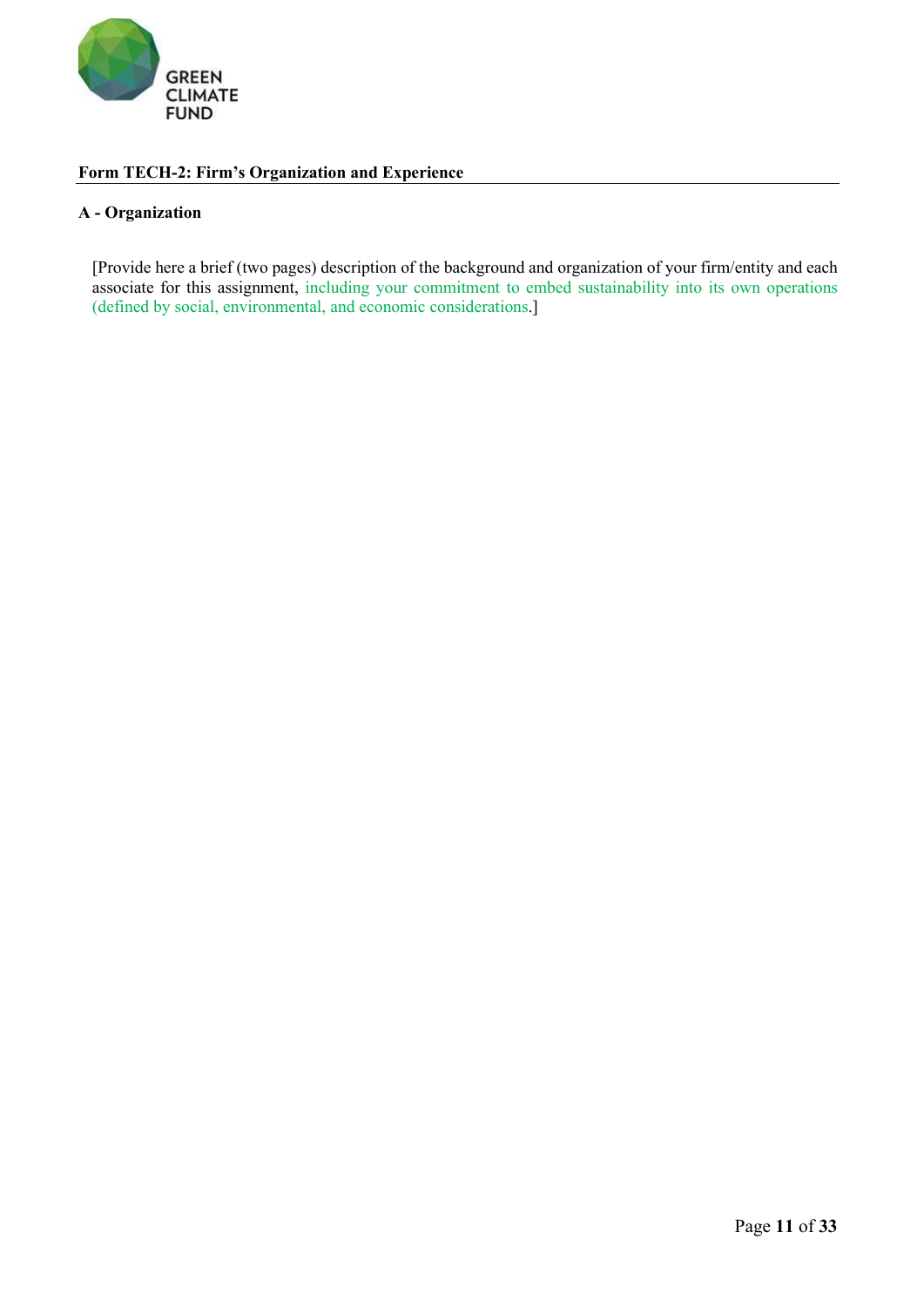**Form TECH-2: Firm's Organization and Experience**

**A - Organization**

[Provide here a brief (two pages) description of the background and organization of your firm/entity and each associate for this assignment, including your commitment to embed sustainability into its own operations (defined by social, environmental, and economic considerations.]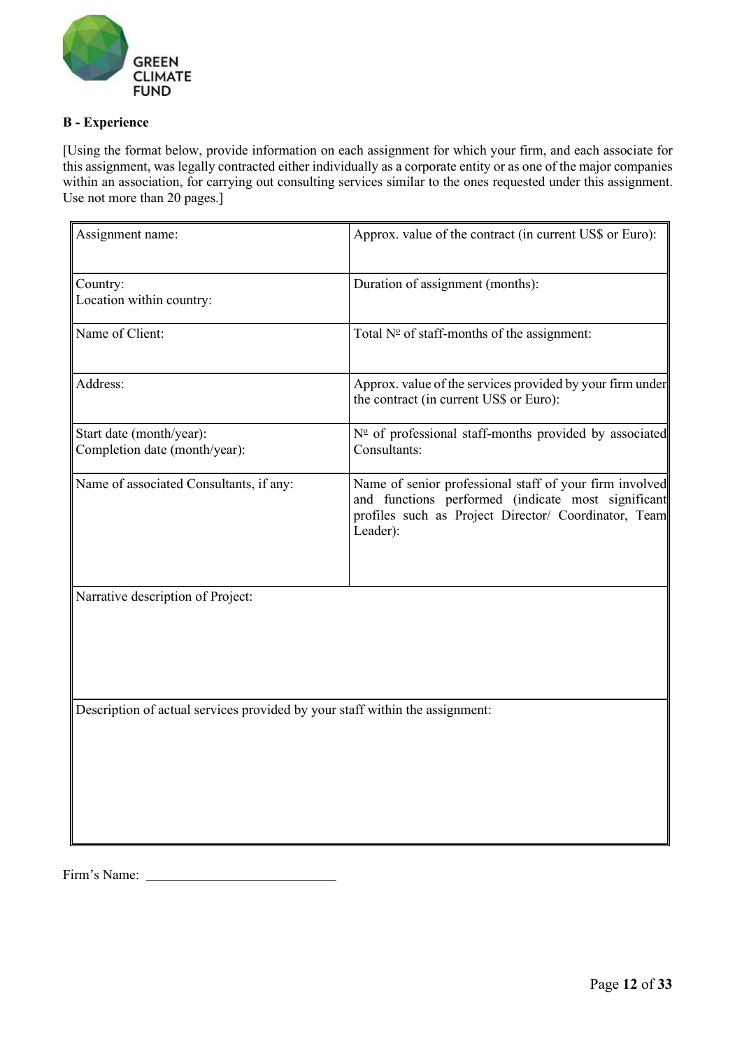**B - Experience**

[Using the format below, provide information on each assignment for which your firm, and each associate for this assignment, was legally contracted either individually as a corporate entity or as one of the major companies within an association, for carrying out consulting services similar to the ones requested under this assignment. Use not more than 20 pages.]

| Assignment name: | Approx. value of the contract (in current US$ or Euro): |
|---|---|
| Country:<br>Location within country: | Duration of assignment (months): |
| Name of Client: | Total Nº of staff-months of the assignment: |
| Address: | Approx. value of the services provided by your firm under the contract (in current US$ or Euro): |
| Start date (month/year):<br>Completion date (month/year): | Nº of professional staff-months provided by associated Consultants: |
| Name of associated Consultants, if any: | Name of senior professional staff of your firm involved and functions performed (indicate most significant profiles such as Project Director/ Coordinator, Team Leader): |
| Narrative description of Project: | |
| Description of actual services provided by your staff within the assignment: | |

Firm's Name: \_\_\_\_\_\_\_\_\_\_\_\_\_\_\_\_\_\_\_\_\_\_\_\_\_\_\_\_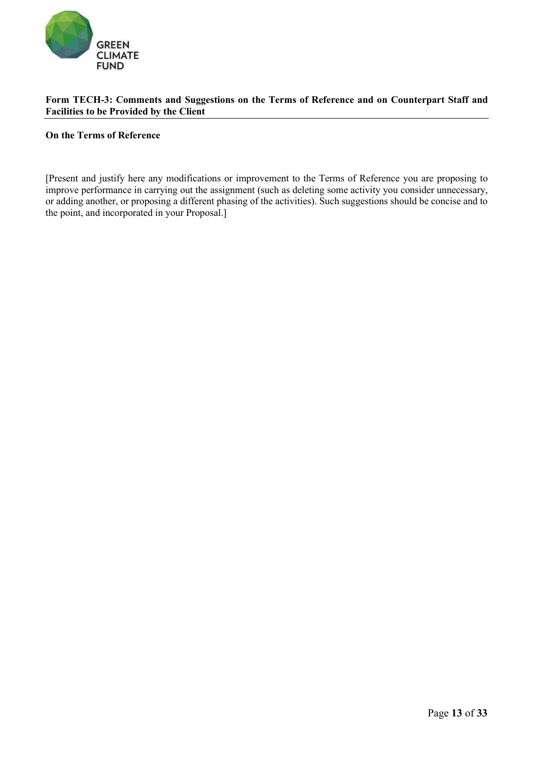**Form TECH-3: Comments and Suggestions on the Terms of Reference and on Counterpart Staff and Facilities to be Provided by the Client**

**On the Terms of Reference**

[Present and justify here any modifications or improvement to the Terms of Reference you are proposing to improve performance in carrying out the assignment (such as deleting some activity you consider unnecessary, or adding another, or proposing a different phasing of the activities). Such suggestions should be concise and to the point, and incorporated in your Proposal.]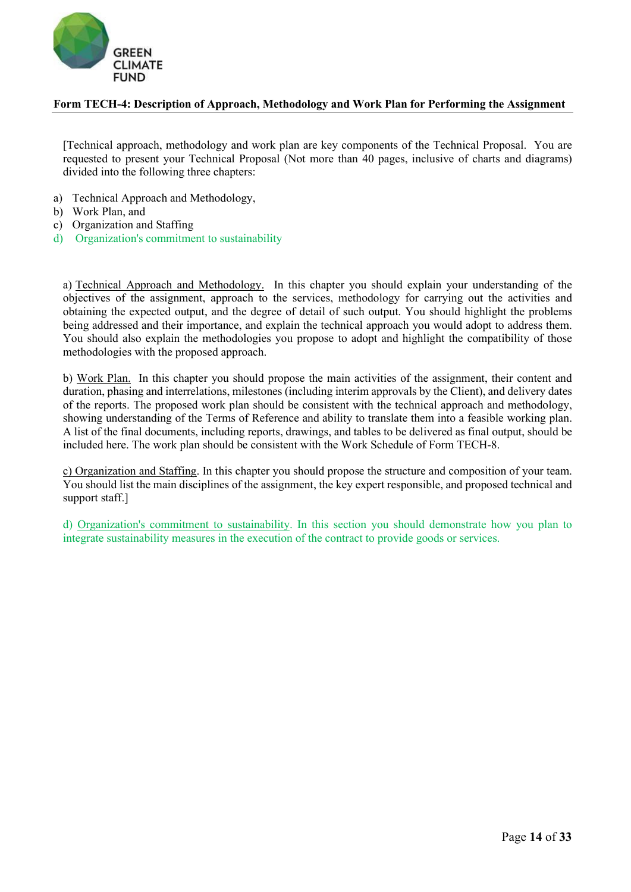**Form TECH-4: Description of Approach, Methodology and Work Plan for Performing the Assignment**

[Technical approach, methodology and work plan are key components of the Technical Proposal. You are requested to present your Technical Proposal (Not more than 40 pages, inclusive of charts and diagrams) divided into the following three chapters:

a) Technical Approach and Methodology,
b) Work Plan, and
c) Organization and Staffing
d) Organization's commitment to sustainability

a) Technical Approach and Methodology. In this chapter you should explain your understanding of the objectives of the assignment, approach to the services, methodology for carrying out the activities and obtaining the expected output, and the degree of detail of such output. You should highlight the problems being addressed and their importance, and explain the technical approach you would adopt to address them. You should also explain the methodologies you propose to adopt and highlight the compatibility of those methodologies with the proposed approach.

b) Work Plan. In this chapter you should propose the main activities of the assignment, their content and duration, phasing and interrelations, milestones (including interim approvals by the Client), and delivery dates of the reports. The proposed work plan should be consistent with the technical approach and methodology, showing understanding of the Terms of Reference and ability to translate them into a feasible working plan. A list of the final documents, including reports, drawings, and tables to be delivered as final output, should be included here. The work plan should be consistent with the Work Schedule of Form TECH-8.

c) Organization and Staffing. In this chapter you should propose the structure and composition of your team. You should list the main disciplines of the assignment, the key expert responsible, and proposed technical and support staff.]

d) Organization's commitment to sustainability. In this section you should demonstrate how you plan to integrate sustainability measures in the execution of the contract to provide goods or services.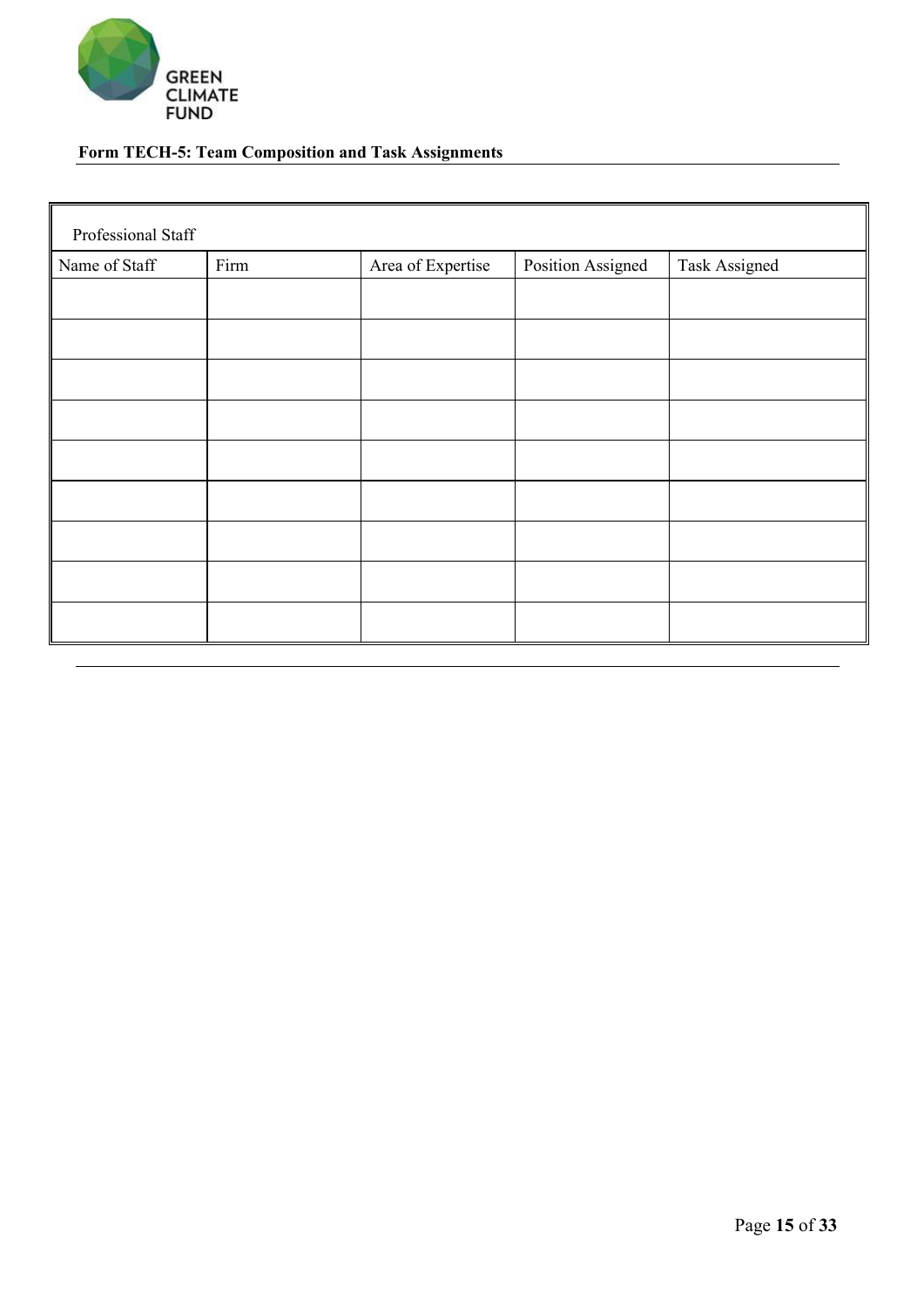**Form TECH-5: Team Composition and Task Assignments**

| Professional Staff | | | | |
|---|---|---|---|---|
| Name of Staff | Firm | Area of Expertise | Position Assigned | Task Assigned |
| | | | | |
| | | | | |
| | | | | |
| | | | | |
| | | | | |
| | | | | |
| | | | | |
| | | | | |
| | | | | |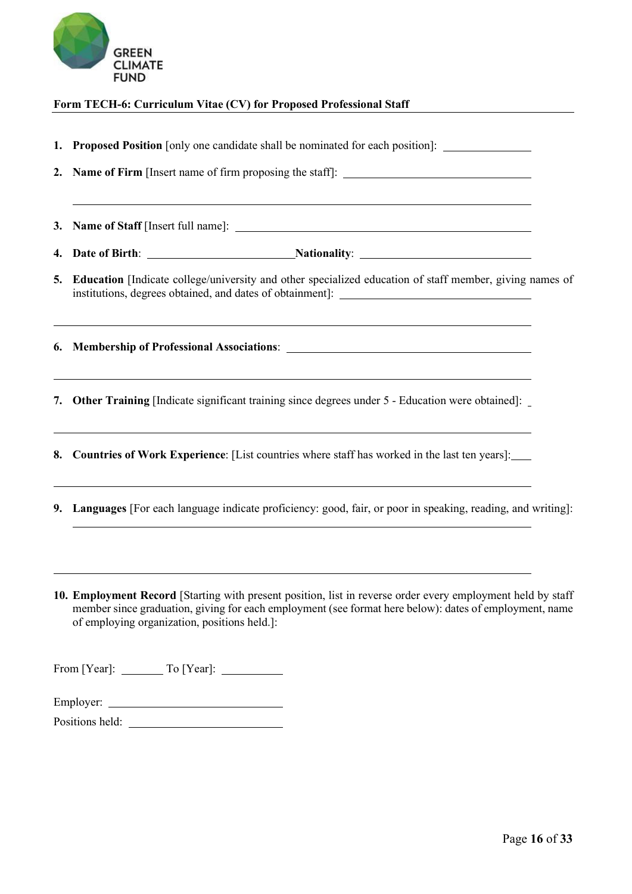**Form TECH-6: Curriculum Vitae (CV) for Proposed Professional Staff**

1. **Proposed Position** [only one candidate shall be nominated for each position]: _______________

2. **Name of Firm** [Insert name of firm proposing the staff]: _______________________________

   _______________________________________________________________________________

3. **Name of Staff** [Insert full name]: ___________________________________________________

4. **Date of Birth**: ________________________ **Nationality**: _____________________________

5. **Education** [Indicate college/university and other specialized education of staff member, giving names of institutions, degrees obtained, and dates of obtainment]: _______________________________

   _______________________________________________________________________________

6. **Membership of Professional Associations**: _________________________________________

   _______________________________________________________________________________

7. **Other Training** [Indicate significant training since degrees under 5 - Education were obtained]: _

   _______________________________________________________________________________

8. **Countries of Work Experience**: [List countries where staff has worked in the last ten years]:___

   _______________________________________________________________________________

9. **Languages** [For each language indicate proficiency: good, fair, or poor in speaking, reading, and writing]:

   _______________________________________________________________________________

   _______________________________________________________________________________

10. **Employment Record** [Starting with present position, list in reverse order every employment held by staff member since graduation, giving for each employment (see format here below): dates of employment, name of employing organization, positions held.]:

From [Year]: _______ To [Year]: __________

Employer: _____________________________

Positions held: _________________________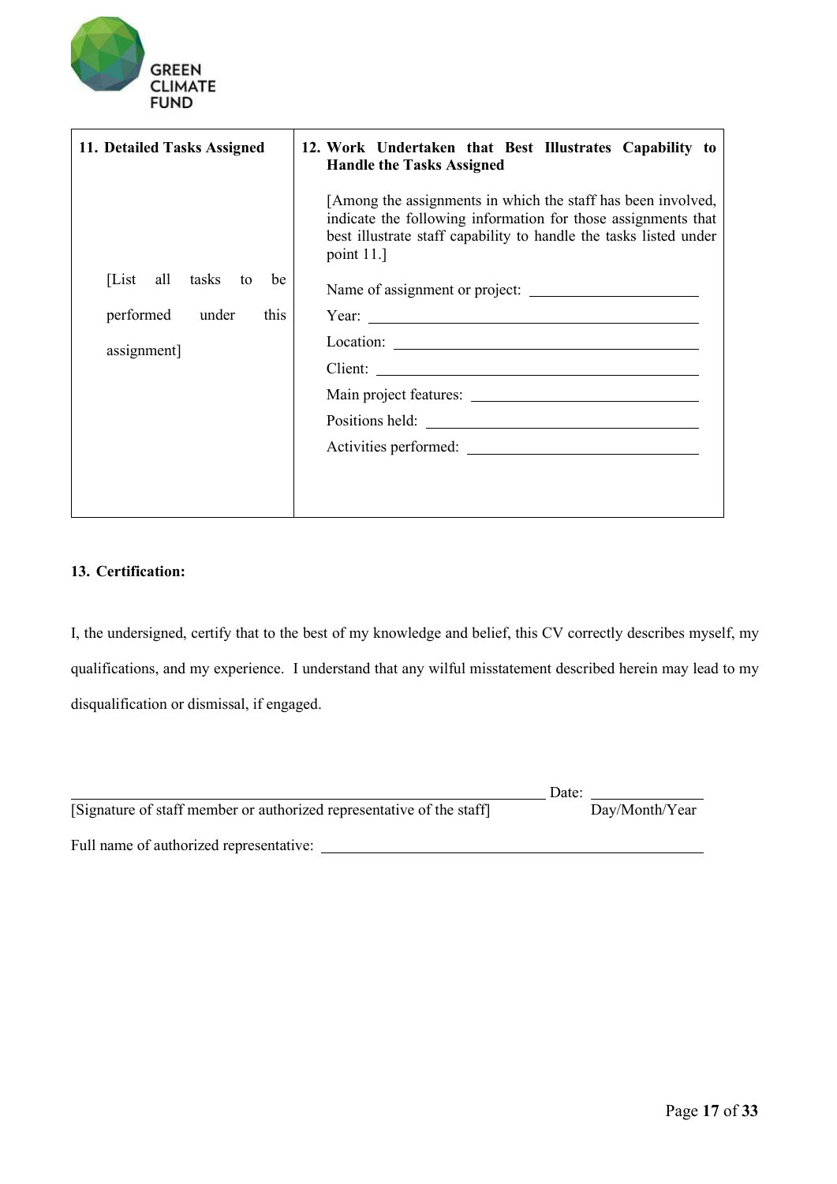| 11. Detailed Tasks Assigned | 12. Work Undertaken that Best Illustrates Capability to Handle the Tasks Assigned |
|---|---|
| [List all tasks to be performed under this assignment] | [Among the assignments in which the staff has been involved, indicate the following information for those assignments that best illustrate staff capability to handle the tasks listed under point 11.]<br><br>Name of assignment or project: ____________<br>Year: ____________<br>Location: ____________<br>Client: ____________<br>Main project features: ____________<br>Positions held: ____________<br>Activities performed: ____________ |

**13. Certification:**

I, the undersigned, certify that to the best of my knowledge and belief, this CV correctly describes myself, my qualifications, and my experience. I understand that any wilful misstatement described herein may lead to my disqualification or dismissal, if engaged.

________________________________________ Date: ____________

[Signature of staff member or authorized representative of the staff] Day/Month/Year

Full name of authorized representative: ________________________________________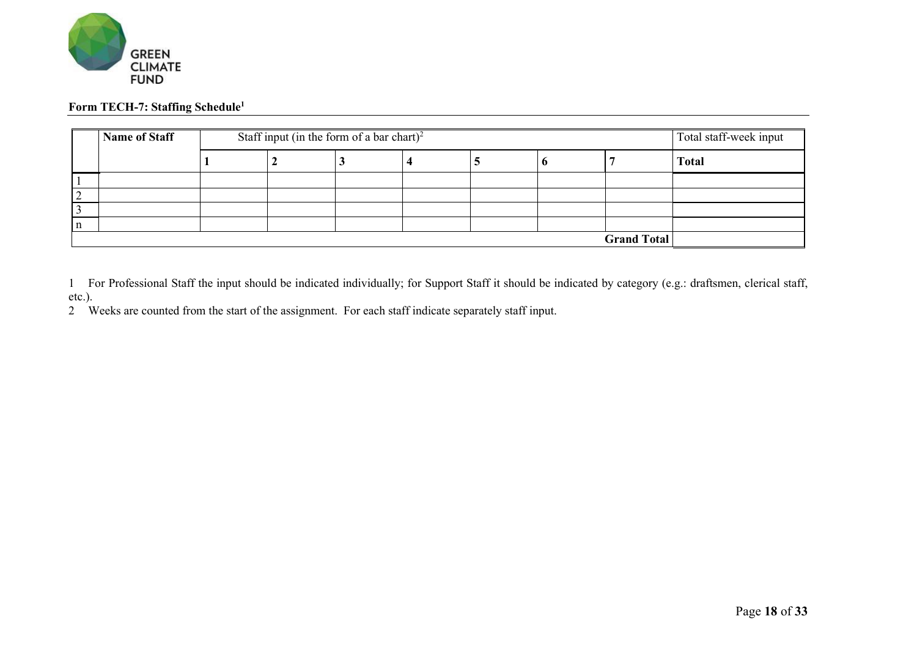**Form TECH-7: Staffing Schedule**[1]

| | Name of Staff | Staff input (in the form of a bar chart)[2] | | | | | | | Total staff-week input |
|---|---|---|---|---|---|---|---|---|---|
| | | **1** | **2** | **3** | **4** | **5** | **6** | **7** | **Total** |
| 1 | | | | | | | | | |
| 2 | | | | | | | | | |
| 3 | | | | | | | | | |
| n | | | | | | | | | |
| | | | | | | | | **Grand Total** | |

1 For Professional Staff the input should be indicated individually; for Support Staff it should be indicated by category (e.g.: draftsmen, clerical staff, etc.).

2 Weeks are counted from the start of the assignment. For each staff indicate separately staff input.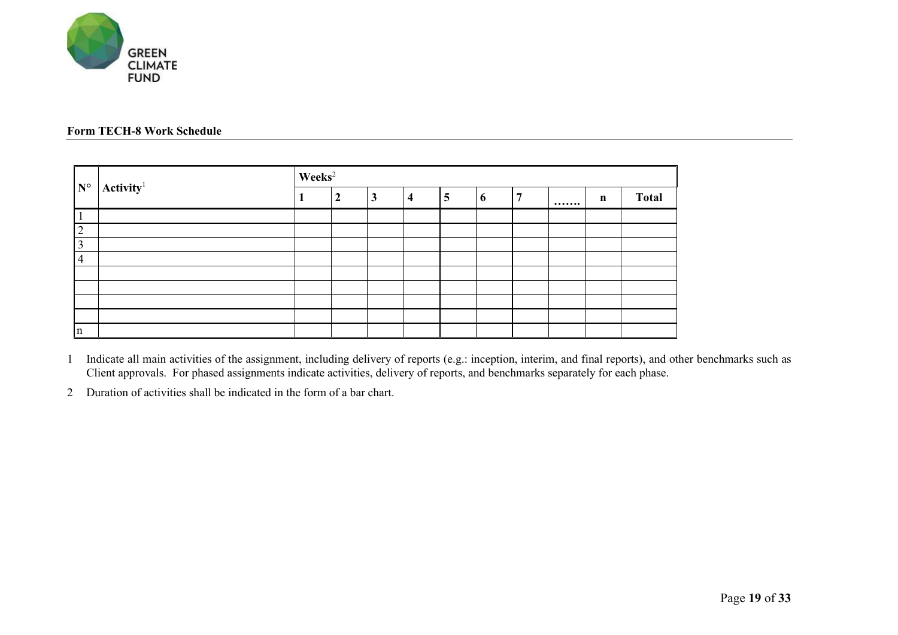**Form TECH-8 Work Schedule**

| N° | Activity[1] | Weeks[2] | | | | | | | | | |
|---|---|---|---|---|---|---|---|---|---|---|---|
| | | 1 | 2 | 3 | 4 | 5 | 6 | 7 | ……. | n | Total |
| 1 | | | | | | | | | | | |
| 2 | | | | | | | | | | | |
| 3 | | | | | | | | | | | |
| 4 | | | | | | | | | | | |
| | | | | | | | | | | | |
| | | | | | | | | | | | |
| | | | | | | | | | | | |
| | | | | | | | | | | | |
| n | | | | | | | | | | | |

1 Indicate all main activities of the assignment, including delivery of reports (e.g.: inception, interim, and final reports), and other benchmarks such as Client approvals. For phased assignments indicate activities, delivery of reports, and benchmarks separately for each phase.

2 Duration of activities shall be indicated in the form of a bar chart.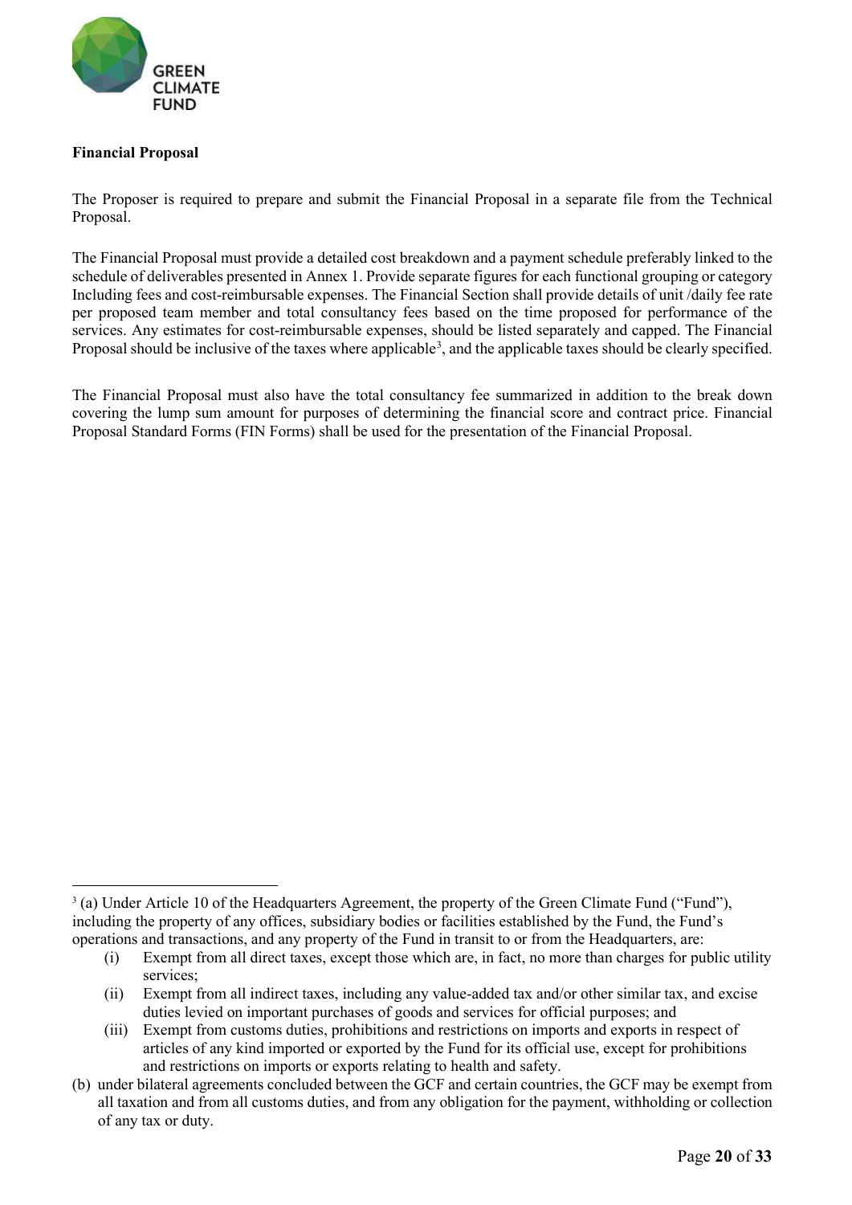**Financial Proposal**

The Proposer is required to prepare and submit the Financial Proposal in a separate file from the Technical Proposal.

The Financial Proposal must provide a detailed cost breakdown and a payment schedule preferably linked to the schedule of deliverables presented in Annex 1. Provide separate figures for each functional grouping or category Including fees and cost-reimbursable expenses. The Financial Section shall provide details of unit /daily fee rate per proposed team member and total consultancy fees based on the time proposed for performance of the services. Any estimates for cost-reimbursable expenses, should be listed separately and capped. The Financial Proposal should be inclusive of the taxes where applicable[3], and the applicable taxes should be clearly specified.

The Financial Proposal must also have the total consultancy fee summarized in addition to the break down covering the lump sum amount for purposes of determining the financial score and contract price. Financial Proposal Standard Forms (FIN Forms) shall be used for the presentation of the Financial Proposal.

---

[3] (a) Under Article 10 of the Headquarters Agreement, the property of the Green Climate Fund ("Fund"), including the property of any offices, subsidiary bodies or facilities established by the Fund, the Fund's operations and transactions, and any property of the Fund in transit to or from the Headquarters, are:

(i) Exempt from all direct taxes, except those which are, in fact, no more than charges for public utility services;

(ii) Exempt from all indirect taxes, including any value-added tax and/or other similar tax, and excise duties levied on important purchases of goods and services for official purposes; and

(iii) Exempt from customs duties, prohibitions and restrictions on imports and exports in respect of articles of any kind imported or exported by the Fund for its official use, except for prohibitions and restrictions on imports or exports relating to health and safety.

(b) under bilateral agreements concluded between the GCF and certain countries, the GCF may be exempt from all taxation and from all customs duties, and from any obligation for the payment, withholding or collection of any tax or duty.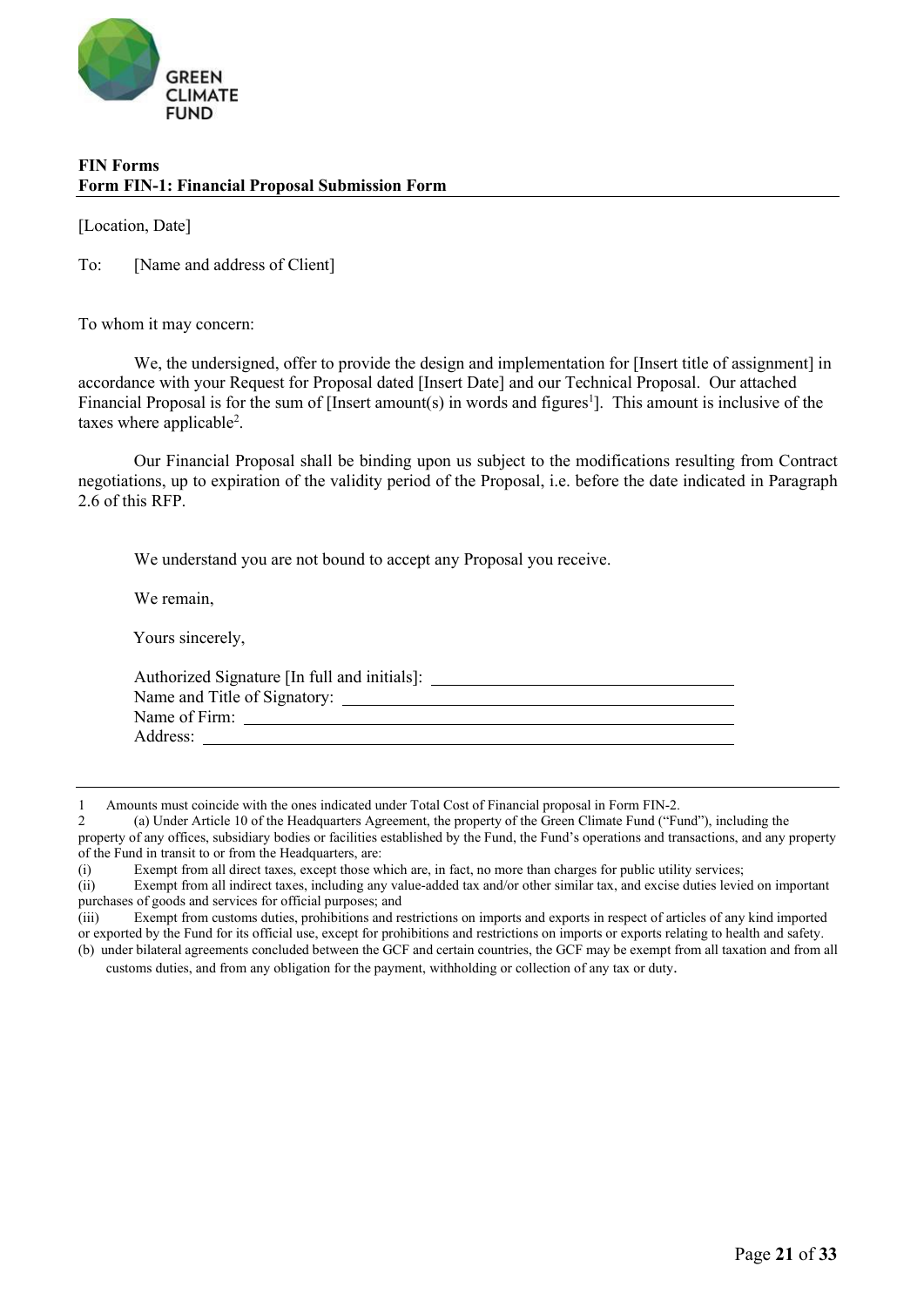**FIN Forms**
**Form FIN-1: Financial Proposal Submission Form**

[Location, Date]

To: [Name and address of Client]

To whom it may concern:

We, the undersigned, offer to provide the design and implementation for [Insert title of assignment] in accordance with your Request for Proposal dated [Insert Date] and our Technical Proposal. Our attached Financial Proposal is for the sum of [Insert amount(s) in words and figures[1]]. This amount is inclusive of the taxes where applicable[2].

Our Financial Proposal shall be binding upon us subject to the modifications resulting from Contract negotiations, up to expiration of the validity period of the Proposal, i.e. before the date indicated in Paragraph 2.6 of this RFP.

We understand you are not bound to accept any Proposal you receive.

We remain,

Yours sincerely,

Authorized Signature [In full and initials]: ______________________
Name and Title of Signatory: ______________________
Name of Firm: ______________________
Address: ______________________

---

1 Amounts must coincide with the ones indicated under Total Cost of Financial proposal in Form FIN-2.

2 (a) Under Article 10 of the Headquarters Agreement, the property of the Green Climate Fund ("Fund"), including the property of any offices, subsidiary bodies or facilities established by the Fund, the Fund's operations and transactions, and any property of the Fund in transit to or from the Headquarters, are:

(i) Exempt from all direct taxes, except those which are, in fact, no more than charges for public utility services;

(ii) Exempt from all indirect taxes, including any value-added tax and/or other similar tax, and excise duties levied on important purchases of goods and services for official purposes; and

(iii) Exempt from customs duties, prohibitions and restrictions on imports and exports in respect of articles of any kind imported or exported by the Fund for its official use, except for prohibitions and restrictions on imports or exports relating to health and safety.

(b) under bilateral agreements concluded between the GCF and certain countries, the GCF may be exempt from all taxation and from all customs duties, and from any obligation for the payment, withholding or collection of any tax or duty.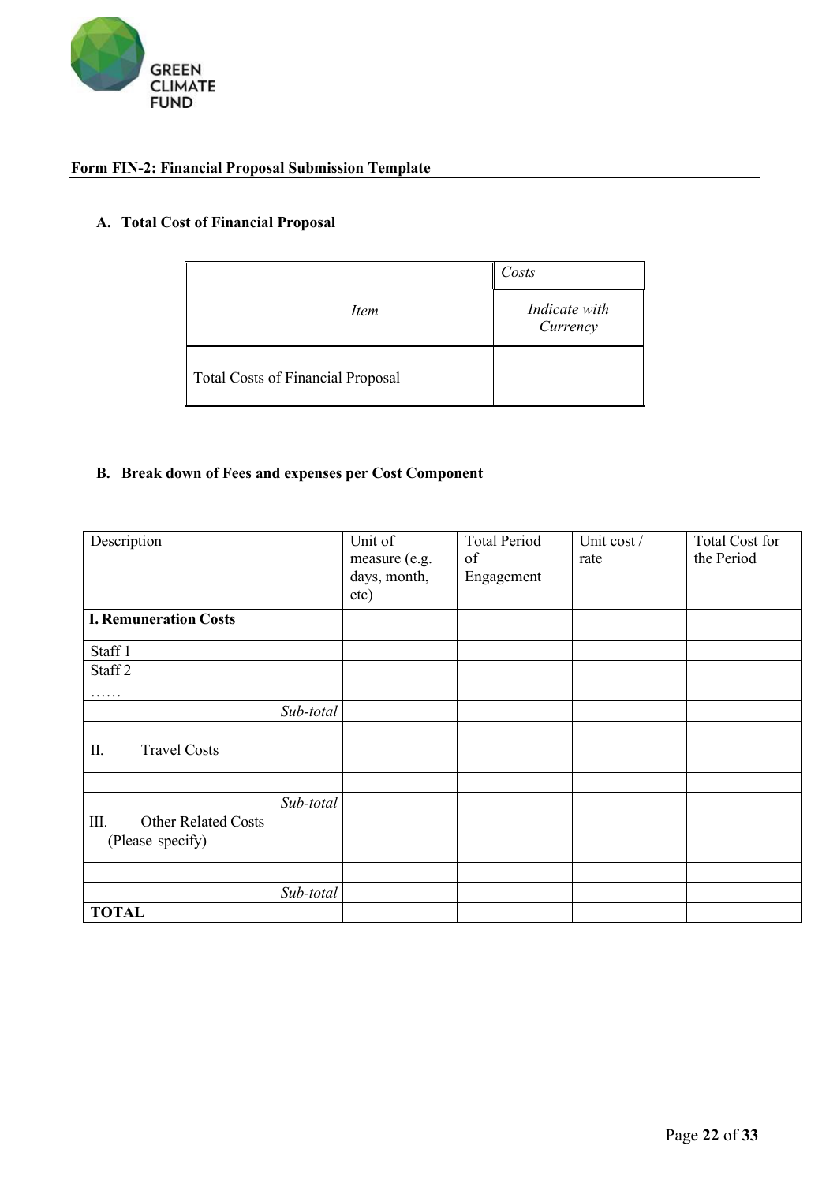**Form FIN-2: Financial Proposal Submission Template**

### A. Total Cost of Financial Proposal

| *Item* | *Costs* |
|---|---|
| | *Indicate with Currency* |
| Total Costs of Financial Proposal | |

### B. Break down of Fees and expenses per Cost Component

| Description | Unit of measure (e.g. days, month, etc) | Total Period of Engagement | Unit cost / rate | Total Cost for the Period |
|---|---|---|---|---|
| **I. Remuneration Costs** | | | | |
| Staff 1 | | | | |
| Staff 2 | | | | |
| …… | | | | |
| *Sub-total* | | | | |
| | | | | |
| II. Travel Costs | | | | |
| | | | | |
| *Sub-total* | | | | |
| III. Other Related Costs (Please specify) | | | | |
| | | | | |
| *Sub-total* | | | | |
| **TOTAL** | | | | |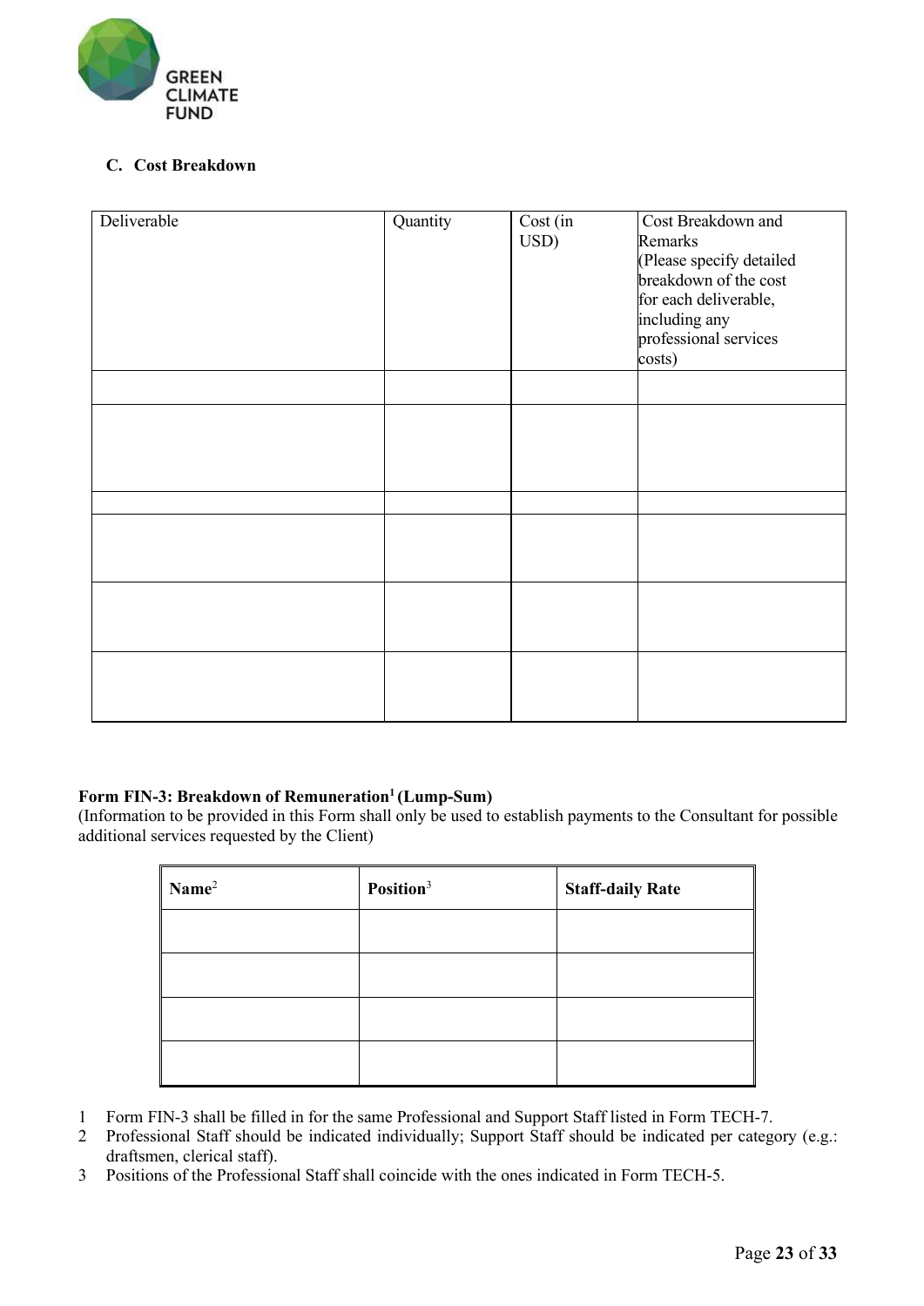### C. Cost Breakdown

| Deliverable | Quantity | Cost (in USD) | Cost Breakdown and Remarks (Please specify detailed breakdown of the cost for each deliverable, including any professional services costs) |
|---|---|---|---|
| | | | |
| | | | |
| | | | |
| | | | |
| | | | |
| | | | |

**Form FIN-3: Breakdown of Remuneration[1] (Lump-Sum)**

(Information to be provided in this Form shall only be used to establish payments to the Consultant for possible additional services requested by the Client)

| **Name**[2] | **Position**[3] | **Staff-daily Rate** |
|---|---|---|
| | | |
| | | |
| | | |
| | | |

1 Form FIN-3 shall be filled in for the same Professional and Support Staff listed in Form TECH-7.

2 Professional Staff should be indicated individually; Support Staff should be indicated per category (e.g.: draftsmen, clerical staff).

3 Positions of the Professional Staff shall coincide with the ones indicated in Form TECH-5.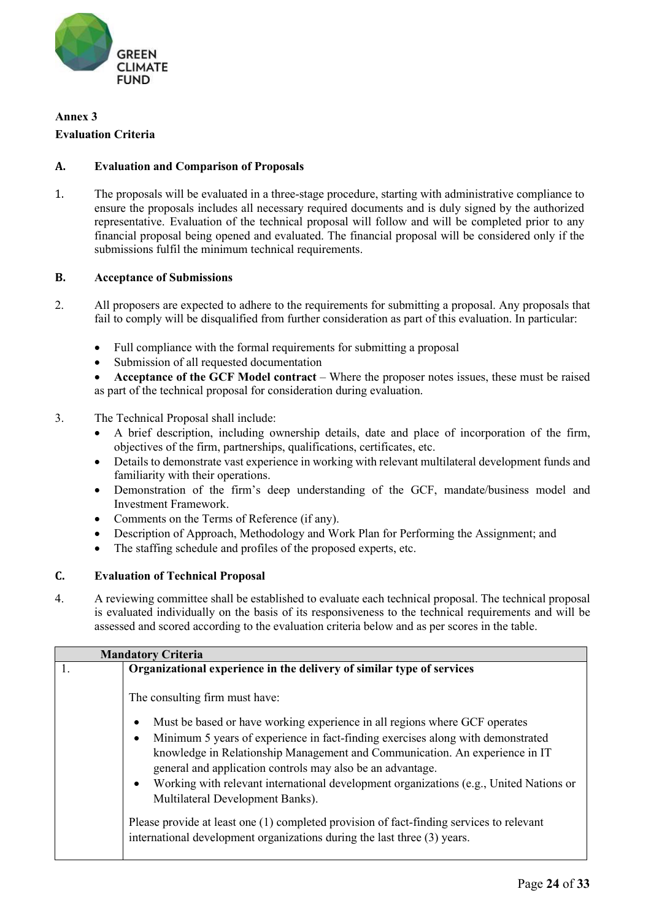## Annex 3

## Evaluation Criteria

### A. Evaluation and Comparison of Proposals

1. The proposals will be evaluated in a three-stage procedure, starting with administrative compliance to ensure the proposals includes all necessary required documents and is duly signed by the authorized representative. Evaluation of the technical proposal will follow and will be completed prior to any financial proposal being opened and evaluated. The financial proposal will be considered only if the submissions fulfil the minimum technical requirements.

### B. Acceptance of Submissions

2. All proposers are expected to adhere to the requirements for submitting a proposal. Any proposals that fail to comply will be disqualified from further consideration as part of this evaluation. In particular:

   - Full compliance with the formal requirements for submitting a proposal
   - Submission of all requested documentation
   - **Acceptance of the GCF Model contract** – Where the proposer notes issues, these must be raised as part of the technical proposal for consideration during evaluation.

3. The Technical Proposal shall include:
   - A brief description, including ownership details, date and place of incorporation of the firm, objectives of the firm, partnerships, qualifications, certificates, etc.
   - Details to demonstrate vast experience in working with relevant multilateral development funds and familiarity with their operations.
   - Demonstration of the firm's deep understanding of the GCF, mandate/business model and Investment Framework.
   - Comments on the Terms of Reference (if any).
   - Description of Approach, Methodology and Work Plan for Performing the Assignment; and
   - The staffing schedule and profiles of the proposed experts, etc.

### C. Evaluation of Technical Proposal

4. A reviewing committee shall be established to evaluate each technical proposal. The technical proposal is evaluated individually on the basis of its responsiveness to the technical requirements and will be assessed and scored according to the evaluation criteria below and as per scores in the table.

| Mandatory Criteria | |
|---|---|
| 1. | **Organizational experience in the delivery of similar type of services**<br><br>The consulting firm must have:<br><br>• Must be based or have working experience in all regions where GCF operates<br>• Minimum 5 years of experience in fact-finding exercises along with demonstrated knowledge in Relationship Management and Communication. An experience in IT general and application controls may also be an advantage.<br>• Working with relevant international development organizations (e.g., United Nations or Multilateral Development Banks).<br><br>Please provide at least one (1) completed provision of fact-finding services to relevant international development organizations during the last three (3) years. |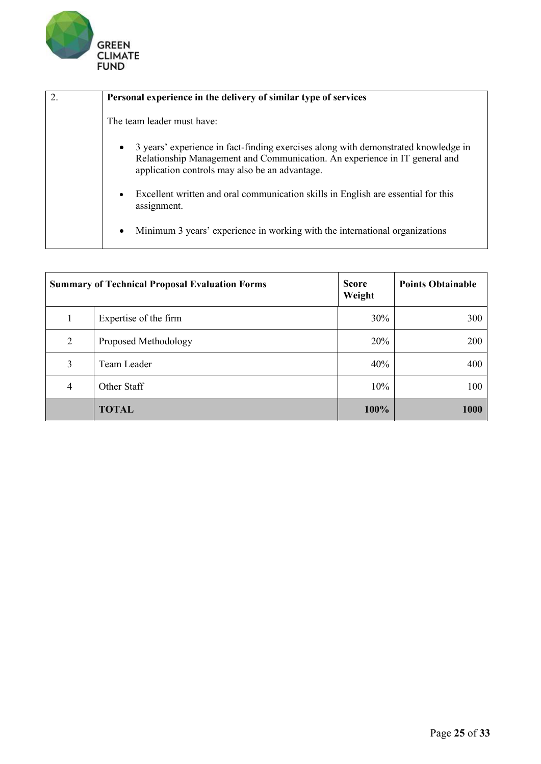| 2. | **Personal experience in the delivery of similar type of services**<br><br>The team leader must have:<br><br>• 3 years' experience in fact-finding exercises along with demonstrated knowledge in Relationship Management and Communication. An experience in IT general and application controls may also be an advantage.<br><br>• Excellent written and oral communication skills in English are essential for this assignment.<br><br>• Minimum 3 years' experience in working with the international organizations |
|---|---|

| **Summary of Technical Proposal Evaluation Forms** | | **Score Weight** | **Points Obtainable** |
|---|---|---|---|
| 1 | Expertise of the firm | 30% | 300 |
| 2 | Proposed Methodology | 20% | 200 |
| 3 | Team Leader | 40% | 400 |
| 4 | Other Staff | 10% | 100 |
| | **TOTAL** | **100%** | **1000** |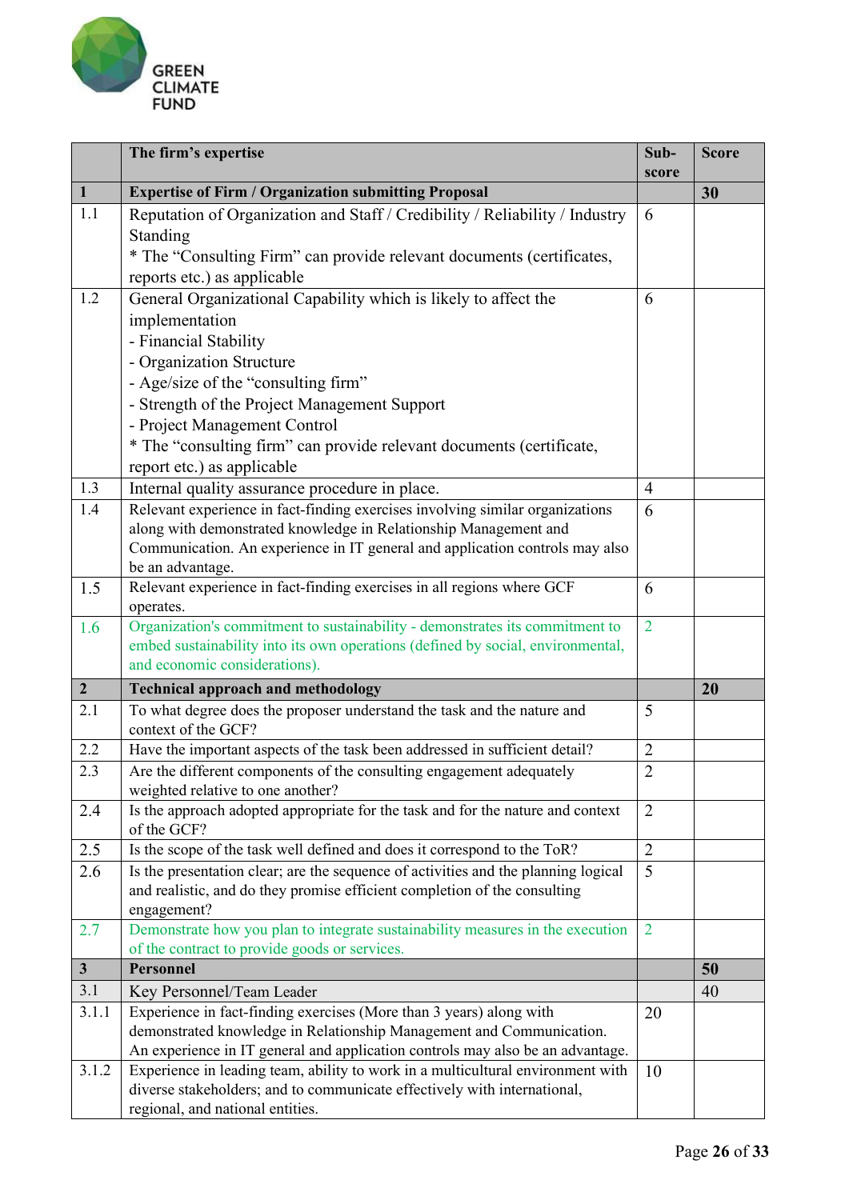| | The firm's expertise | Sub-score | Score |
|---|---|---|---|
| **1** | **Expertise of Firm / Organization submitting Proposal** | | **30** |
| 1.1 | Reputation of Organization and Staff / Credibility / Reliability / Industry Standing<br>* The "Consulting Firm" can provide relevant documents (certificates, reports etc.) as applicable | 6 | |
| 1.2 | General Organizational Capability which is likely to affect the implementation<br>- Financial Stability<br>- Organization Structure<br>- Age/size of the "consulting firm"<br>- Strength of the Project Management Support<br>- Project Management Control<br>* The "consulting firm" can provide relevant documents (certificate, report etc.) as applicable | 6 | |
| 1.3 | Internal quality assurance procedure in place. | 4 | |
| 1.4 | Relevant experience in fact-finding exercises involving similar organizations along with demonstrated knowledge in Relationship Management and Communication. An experience in IT general and application controls may also be an advantage. | 6 | |
| 1.5 | Relevant experience in fact-finding exercises in all regions where GCF operates. | 6 | |
| 1.6 | Organization's commitment to sustainability - demonstrates its commitment to embed sustainability into its own operations (defined by social, environmental, and economic considerations). | 2 | |
| **2** | **Technical approach and methodology** | | **20** |
| 2.1 | To what degree does the proposer understand the task and the nature and context of the GCF? | 5 | |
| 2.2 | Have the important aspects of the task been addressed in sufficient detail? | 2 | |
| 2.3 | Are the different components of the consulting engagement adequately weighted relative to one another? | 2 | |
| 2.4 | Is the approach adopted appropriate for the task and for the nature and context of the GCF? | 2 | |
| 2.5 | Is the scope of the task well defined and does it correspond to the ToR? | 2 | |
| 2.6 | Is the presentation clear; are the sequence of activities and the planning logical and realistic, and do they promise efficient completion of the consulting engagement? | 5 | |
| 2.7 | Demonstrate how you plan to integrate sustainability measures in the execution of the contract to provide goods or services. | 2 | |
| **3** | **Personnel** | | **50** |
| 3.1 | Key Personnel/Team Leader | | 40 |
| 3.1.1 | Experience in fact-finding exercises (More than 3 years) along with demonstrated knowledge in Relationship Management and Communication. An experience in IT general and application controls may also be an advantage. | 20 | |
| 3.1.2 | Experience in leading team, ability to work in a multicultural environment with diverse stakeholders; and to communicate effectively with international, regional, and national entities. | 10 | |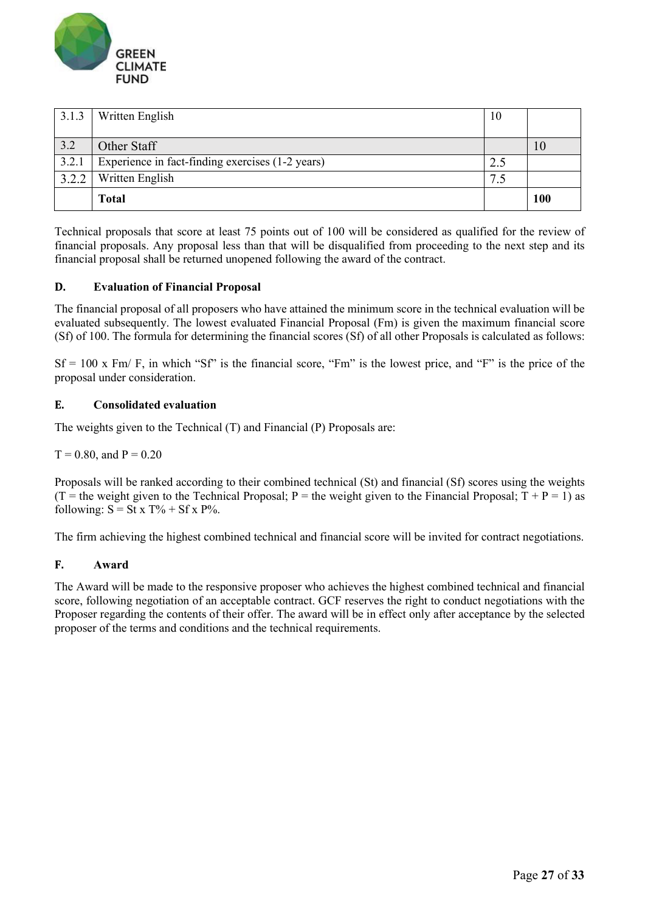| 3.1.3 | Written English | 10 | |
|---|---|---|---|
| 3.2 | Other Staff | | 10 |
| 3.2.1 | Experience in fact-finding exercises (1-2 years) | 2.5 | |
| 3.2.2 | Written English | 7.5 | |
| | **Total** | | **100** |

Technical proposals that score at least 75 points out of 100 will be considered as qualified for the review of financial proposals. Any proposal less than that will be disqualified from proceeding to the next step and its financial proposal shall be returned unopened following the award of the contract.

### D. Evaluation of Financial Proposal

The financial proposal of all proposers who have attained the minimum score in the technical evaluation will be evaluated subsequently. The lowest evaluated Financial Proposal (Fm) is given the maximum financial score (Sf) of 100. The formula for determining the financial scores (Sf) of all other Proposals is calculated as follows:

Sf = 100 x Fm/ F, in which "Sf" is the financial score, "Fm" is the lowest price, and "F" is the price of the proposal under consideration.

### E. Consolidated evaluation

The weights given to the Technical (T) and Financial (P) Proposals are:

T = 0.80, and P = 0.20

Proposals will be ranked according to their combined technical (St) and financial (Sf) scores using the weights (T = the weight given to the Technical Proposal; P = the weight given to the Financial Proposal; T + P = 1) as following: S = St x T% + Sf x P%.

The firm achieving the highest combined technical and financial score will be invited for contract negotiations.

### F. Award

The Award will be made to the responsive proposer who achieves the highest combined technical and financial score, following negotiation of an acceptable contract. GCF reserves the right to conduct negotiations with the Proposer regarding the contents of their offer. The award will be in effect only after acceptance by the selected proposer of the terms and conditions and the technical requirements.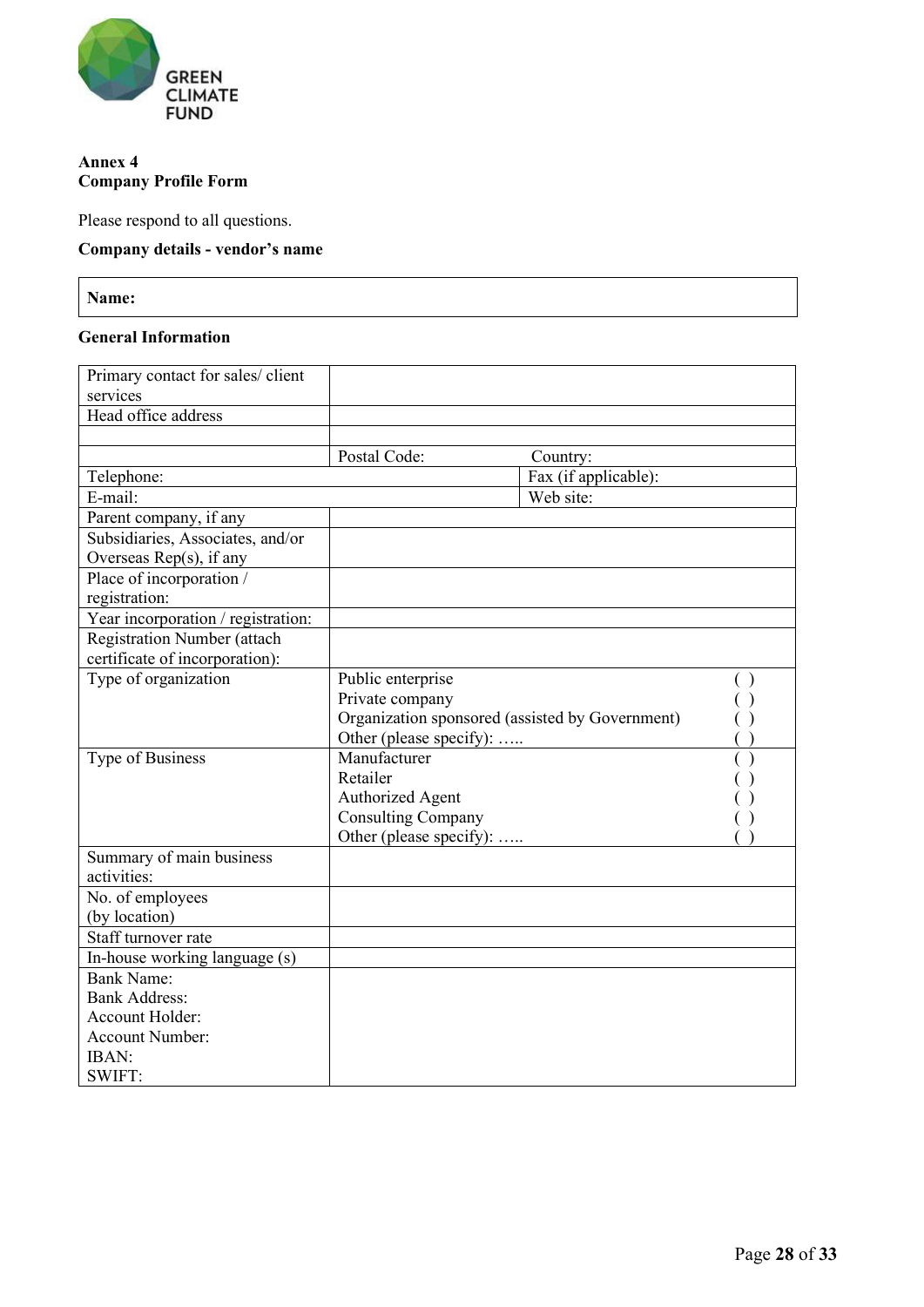**Annex 4**
**Company Profile Form**

Please respond to all questions.

**Company details - vendor's name**

| **Name:** |
|---|

**General Information**

| | | | |
|---|---|---|---|
| Primary contact for sales/ client services | | | |
| Head office address | | | |
| | | | |
| | Postal Code: | Country: | |
| Telephone: | | Fax (if applicable): | |
| E-mail: | | Web site: | |
| Parent company, if any | | | |
| Subsidiaries, Associates, and/or Overseas Rep(s), if any | | | |
| Place of incorporation / registration: | | | |
| Year incorporation / registration: | | | |
| Registration Number (attach certificate of incorporation): | | | |
| Type of organization | Public enterprise<br>Private company<br>Organization sponsored (assisted by Government)<br>Other (please specify): ….. | | ( )<br>( )<br>( )<br>( ) |
| Type of Business | Manufacturer<br>Retailer<br>Authorized Agent<br>Consulting Company<br>Other (please specify): ….. | | ( )<br>( )<br>( )<br>( )<br>( ) |
| Summary of main business activities: | | | |
| No. of employees (by location) | | | |
| Staff turnover rate | | | |
| In-house working language (s) | | | |
| Bank Name:<br>Bank Address:<br>Account Holder:<br>Account Number:<br>IBAN:<br>SWIFT: | | | |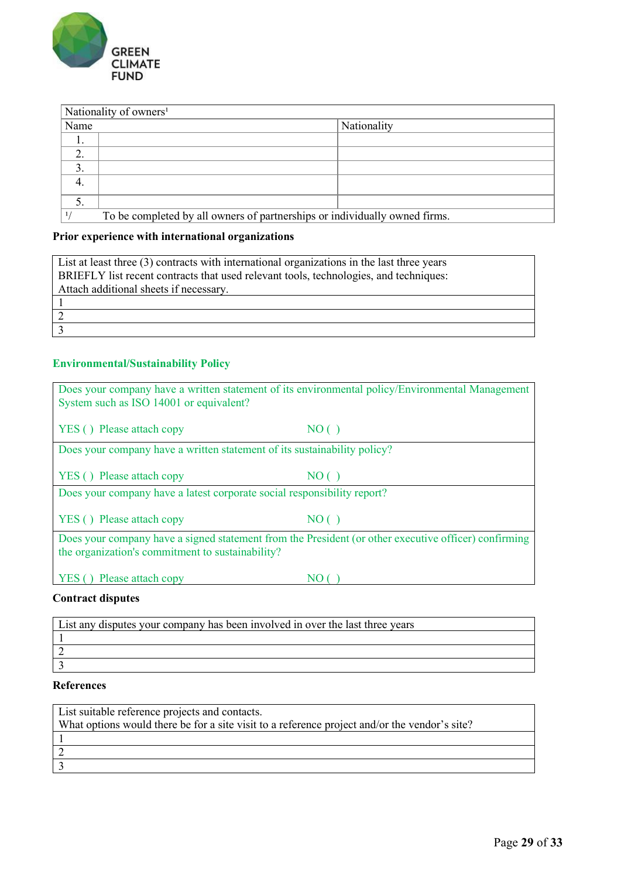| Nationality of owners[1] | | |
|---|---|---|
| Name | | Nationality |
| 1. | | |
| 2. | | |
| 3. | | |
| 4. | | |
| 5. | | |
| [1]/ To be completed by all owners of partnerships or individually owned firms. | | |

**Prior experience with international organizations**

| List at least three (3) contracts with international organizations in the last three years<br>BRIEFLY list recent contracts that used relevant tools, technologies, and techniques:<br>Attach additional sheets if necessary. |
|---|
| 1 |
| 2 |
| 3 |

**Environmental/Sustainability Policy**

| Does your company have a written statement of its environmental policy/Environmental Management System such as ISO 14001 or equivalent? | |
|---|---|
| YES ( ) Please attach copy | NO ( ) |
| Does your company have a written statement of its sustainability policy? | |
| YES ( ) Please attach copy | NO ( ) |
| Does your company have a latest corporate social responsibility report? | |
| YES ( ) Please attach copy | NO ( ) |
| Does your company have a signed statement from the President (or other executive officer) confirming the organization's commitment to sustainability? | |
| YES ( ) Please attach copy | NO ( ) |

**Contract disputes**

| List any disputes your company has been involved in over the last three years |
|---|
| 1 |
| 2 |
| 3 |

**References**

| List suitable reference projects and contacts.<br>What options would there be for a site visit to a reference project and/or the vendor's site? |
|---|
| 1 |
| 2 |
| 3 |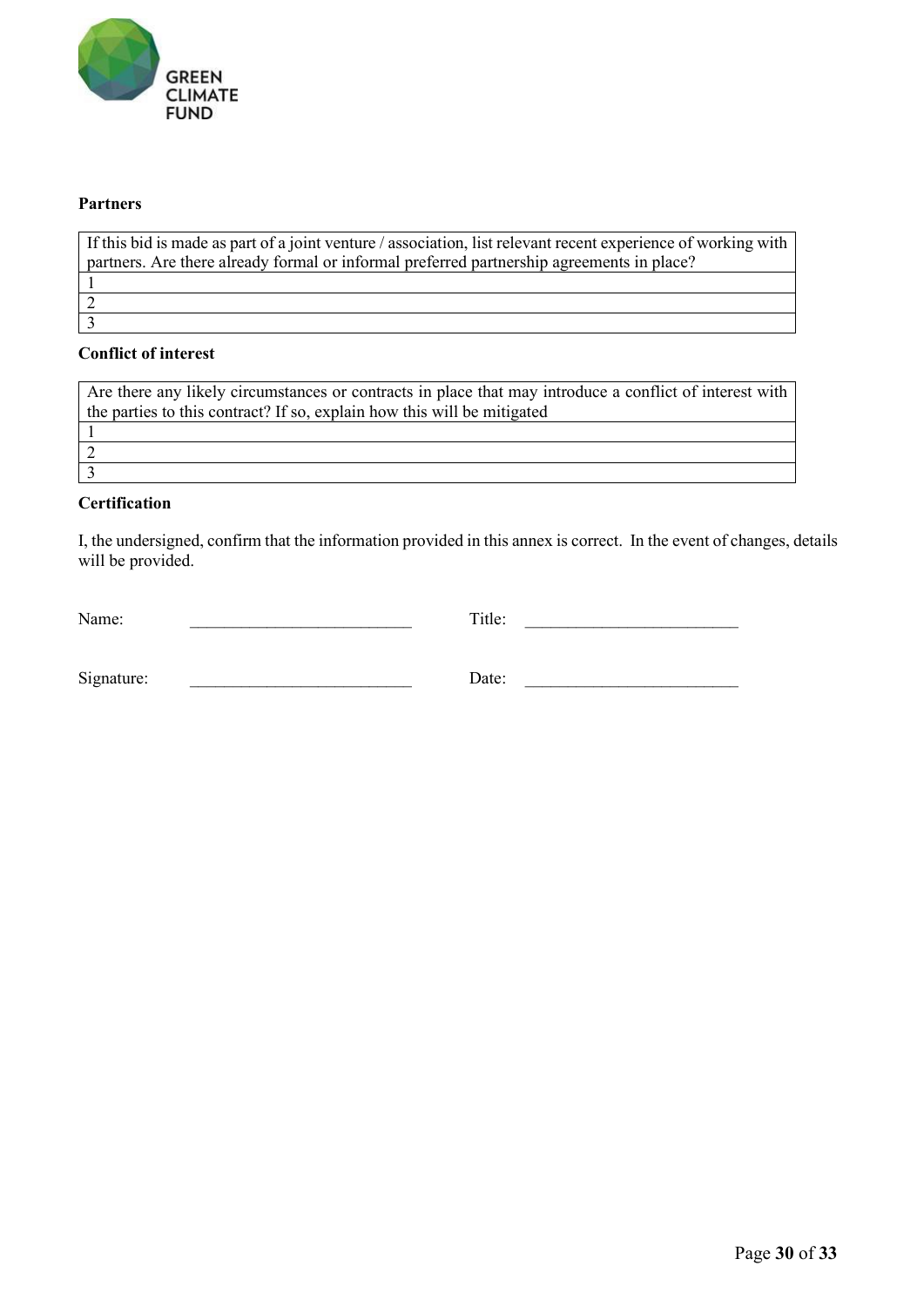**Partners**

| If this bid is made as part of a joint venture / association, list relevant recent experience of working with partners. Are there already formal or informal preferred partnership agreements in place? |
|---|
| 1 |
| 2 |
| 3 |

**Conflict of interest**

| Are there any likely circumstances or contracts in place that may introduce a conflict of interest with the parties to this contract? If so, explain how this will be mitigated |
|---|
| 1 |
| 2 |
| 3 |

**Certification**

I, the undersigned, confirm that the information provided in this annex is correct. In the event of changes, details will be provided.

Name: ___________________________ Title: __________________________

Signature: ___________________________ Date: __________________________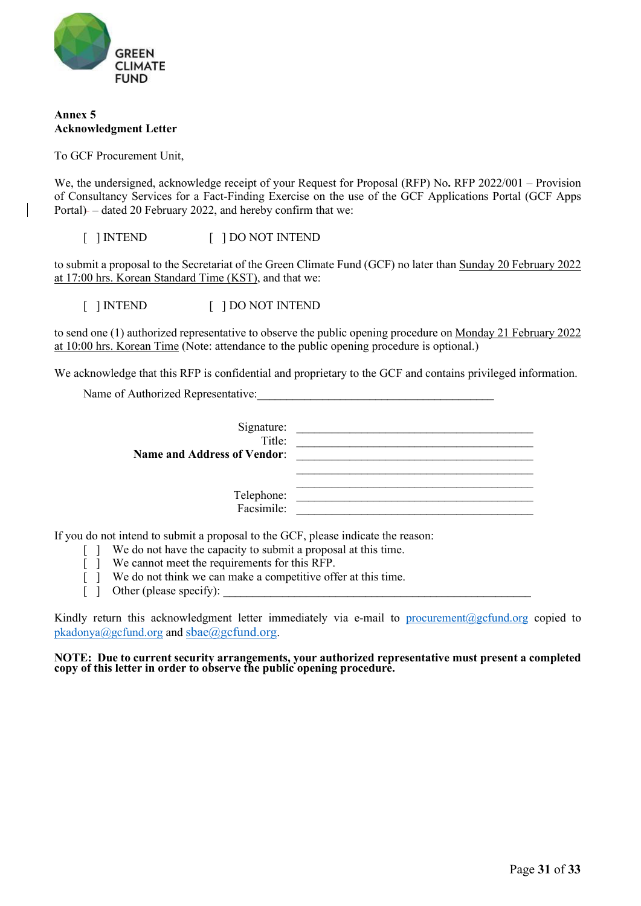**Annex 5**
**Acknowledgment Letter**

To GCF Procurement Unit,

We, the undersigned, acknowledge receipt of your Request for Proposal (RFP) No**.** RFP 2022/001 – Provision of Consultancy Services for a Fact-Finding Exercise on the use of the GCF Applications Portal (GCF Apps Portal) – dated 20 February 2022, and hereby confirm that we:

[ ] INTEND [ ] DO NOT INTEND

to submit a proposal to the Secretariat of the Green Climate Fund (GCF) no later than Sunday 20 February 2022 at 17:00 hrs. Korean Standard Time (KST), and that we:

[ ] INTEND [ ] DO NOT INTEND

to send one (1) authorized representative to observe the public opening procedure on Monday 21 February 2022 at 10:00 hrs. Korean Time (Note: attendance to the public opening procedure is optional.)

We acknowledge that this RFP is confidential and proprietary to the GCF and contains privileged information.

Name of Authorized Representative:________________________________________

Signature: ________________________________________

Title: ________________________________________

**Name and Address of Vendor**: ________________________________________

________________________________________

________________________________________

Telephone: ________________________________________

Facsimile: ________________________________________

If you do not intend to submit a proposal to the GCF, please indicate the reason:

[ ] We do not have the capacity to submit a proposal at this time.
[ ] We cannot meet the requirements for this RFP.
[ ] We do not think we can make a competitive offer at this time.
[ ] Other (please specify): ______________________________________________________

Kindly return this acknowledgment letter immediately via e-mail to procurement@gcfund.org copied to pkadonya@gcfund.org and sbae@gcfund.org.

**NOTE: Due to current security arrangements, your authorized representative must present a completed copy of this letter in order to observe the public opening procedure.**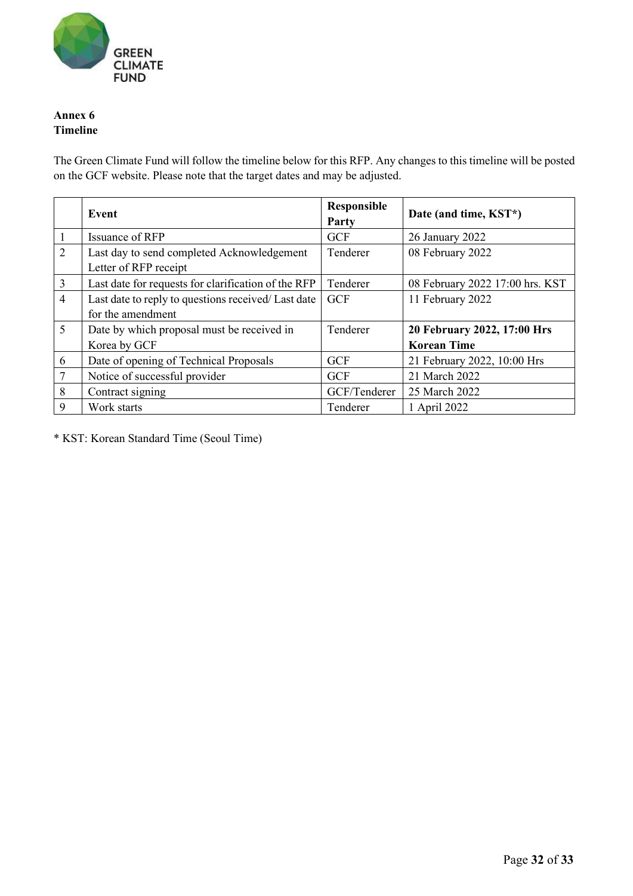**Annex 6**
**Timeline**

The Green Climate Fund will follow the timeline below for this RFP. Any changes to this timeline will be posted on the GCF website. Please note that the target dates and may be adjusted.

| | Event | Responsible Party | Date (and time, KST*) |
|---|---|---|---|
| 1 | Issuance of RFP | GCF | 26 January 2022 |
| 2 | Last day to send completed Acknowledgement Letter of RFP receipt | Tenderer | 08 February 2022 |
| 3 | Last date for requests for clarification of the RFP | Tenderer | 08 February 2022 17:00 hrs. KST |
| 4 | Last date to reply to questions received/ Last date for the amendment | GCF | 11 February 2022 |
| 5 | Date by which proposal must be received in Korea by GCF | Tenderer | **20 February 2022, 17:00 Hrs Korean Time** |
| 6 | Date of opening of Technical Proposals | GCF | 21 February 2022, 10:00 Hrs |
| 7 | Notice of successful provider | GCF | 21 March 2022 |
| 8 | Contract signing | GCF/Tenderer | 25 March 2022 |
| 9 | Work starts | Tenderer | 1 April 2022 |

* KST: Korean Standard Time (Seoul Time)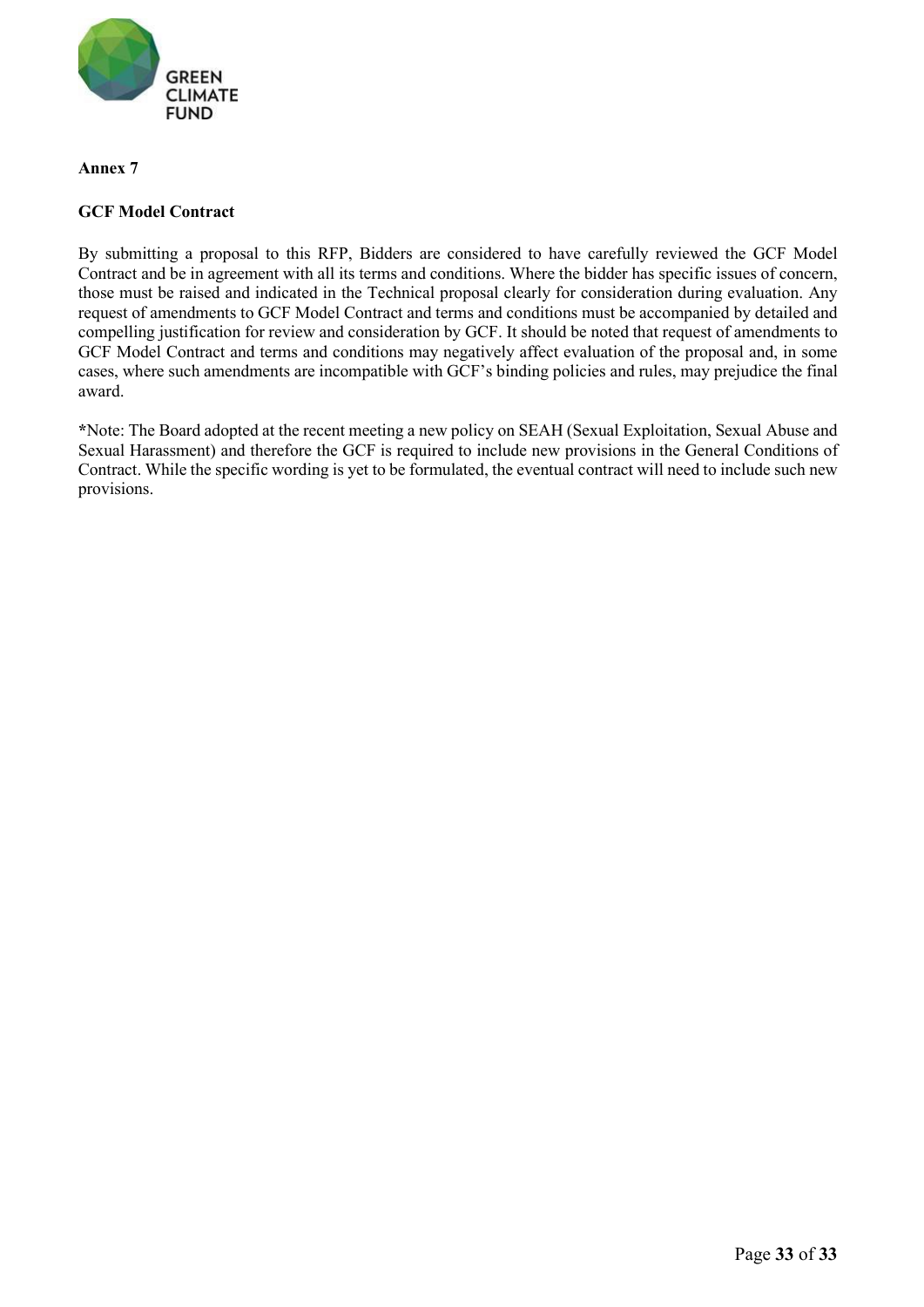**Annex 7**

**GCF Model Contract**

By submitting a proposal to this RFP, Bidders are considered to have carefully reviewed the GCF Model Contract and be in agreement with all its terms and conditions. Where the bidder has specific issues of concern, those must be raised and indicated in the Technical proposal clearly for consideration during evaluation. Any request of amendments to GCF Model Contract and terms and conditions must be accompanied by detailed and compelling justification for review and consideration by GCF. It should be noted that request of amendments to GCF Model Contract and terms and conditions may negatively affect evaluation of the proposal and, in some cases, where such amendments are incompatible with GCF's binding policies and rules, may prejudice the final award.

**\***Note: The Board adopted at the recent meeting a new policy on SEAH (Sexual Exploitation, Sexual Abuse and Sexual Harassment) and therefore the GCF is required to include new provisions in the General Conditions of Contract. While the specific wording is yet to be formulated, the eventual contract will need to include such new provisions.